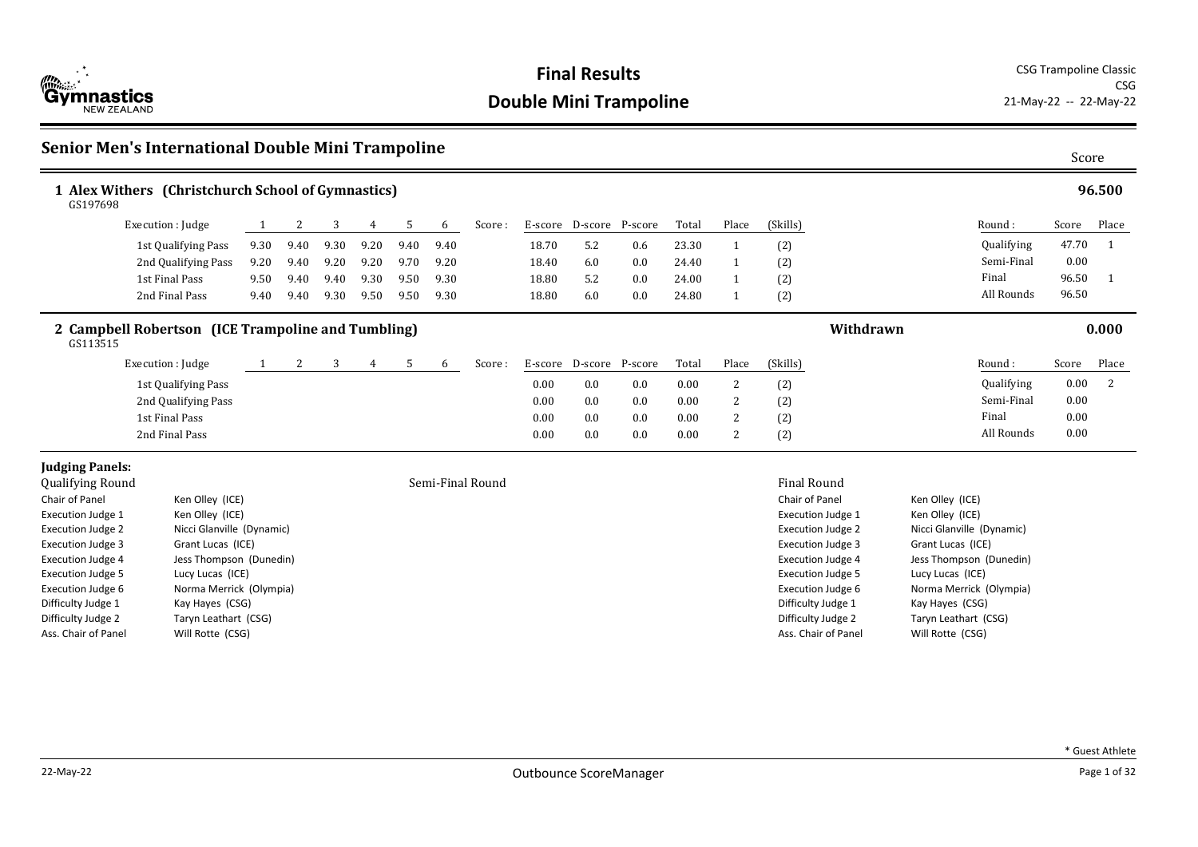# Final Results

## Double Mini Trampoline

CSG Trampoline Classic
CSG
21-May-22 -- 22-May-22

## Senior Men's International Double Mini Trampoline

Score

### 1 Alex Withers (Christchurch School of Gymnastics) — 96.500

GS197698

| Execution : Judge | 1 | 2 | 3 | 4 | 5 | 6 | Score : | E-score | D-score | P-score | Total | Place | (Skills) |
|---|---|---|---|---|---|---|---|---|---|---|---|---|---|
| 1st Qualifying Pass | 9.30 | 9.40 | 9.30 | 9.20 | 9.40 | 9.40 | | 18.70 | 5.2 | 0.6 | 23.30 | 1 | (2) |
| 2nd Qualifying Pass | 9.20 | 9.40 | 9.20 | 9.20 | 9.70 | 9.20 | | 18.40 | 6.0 | 0.0 | 24.40 | 1 | (2) |
| 1st Final Pass | 9.50 | 9.40 | 9.40 | 9.30 | 9.50 | 9.30 | | 18.80 | 5.2 | 0.0 | 24.00 | 1 | (2) |
| 2nd Final Pass | 9.40 | 9.40 | 9.30 | 9.50 | 9.50 | 9.30 | | 18.80 | 6.0 | 0.0 | 24.80 | 1 | (2) |

| Round : | Score | Place |
|---|---|---|
| Qualifying | 47.70 | 1 |
| Semi-Final | 0.00 | |
| Final | 96.50 | 1 |
| All Rounds | 96.50 | |

### 2 Campbell Robertson (ICE Trampoline and Tumbling) — Withdrawn — 0.000

GS113515

| Execution : Judge | 1 | 2 | 3 | 4 | 5 | 6 | Score : | E-score | D-score | P-score | Total | Place | (Skills) |
|---|---|---|---|---|---|---|---|---|---|---|---|---|---|
| 1st Qualifying Pass | | | | | | | | 0.00 | 0.0 | 0.0 | 0.00 | 2 | (2) |
| 2nd Qualifying Pass | | | | | | | | 0.00 | 0.0 | 0.0 | 0.00 | 2 | (2) |
| 1st Final Pass | | | | | | | | 0.00 | 0.0 | 0.0 | 0.00 | 2 | (2) |
| 2nd Final Pass | | | | | | | | 0.00 | 0.0 | 0.0 | 0.00 | 2 | (2) |

| Round : | Score | Place |
|---|---|---|
| Qualifying | 0.00 | 2 |
| Semi-Final | 0.00 | |
| Final | 0.00 | |
| All Rounds | 0.00 | |

### Judging Panels:

**Qualifying Round**

| Role | Name |
|---|---|
| Chair of Panel | Ken Olley (ICE) |
| Execution Judge 1 | Ken Olley (ICE) |
| Execution Judge 2 | Nicci Glanville (Dynamic) |
| Execution Judge 3 | Grant Lucas (ICE) |
| Execution Judge 4 | Jess Thompson (Dunedin) |
| Execution Judge 5 | Lucy Lucas (ICE) |
| Execution Judge 6 | Norma Merrick (Olympia) |
| Difficulty Judge 1 | Kay Hayes (CSG) |
| Difficulty Judge 2 | Taryn Leathart (CSG) |
| Ass. Chair of Panel | Will Rotte (CSG) |

**Semi-Final Round**

**Final Round**

| Role | Name |
|---|---|
| Chair of Panel | Ken Olley (ICE) |
| Execution Judge 1 | Ken Olley (ICE) |
| Execution Judge 2 | Nicci Glanville (Dynamic) |
| Execution Judge 3 | Grant Lucas (ICE) |
| Execution Judge 4 | Jess Thompson (Dunedin) |
| Execution Judge 5 | Lucy Lucas (ICE) |
| Execution Judge 6 | Norma Merrick (Olympia) |
| Difficulty Judge 1 | Kay Hayes (CSG) |
| Difficulty Judge 2 | Taryn Leathart (CSG) |
| Ass. Chair of Panel | Will Rotte (CSG) |

* Guest Athlete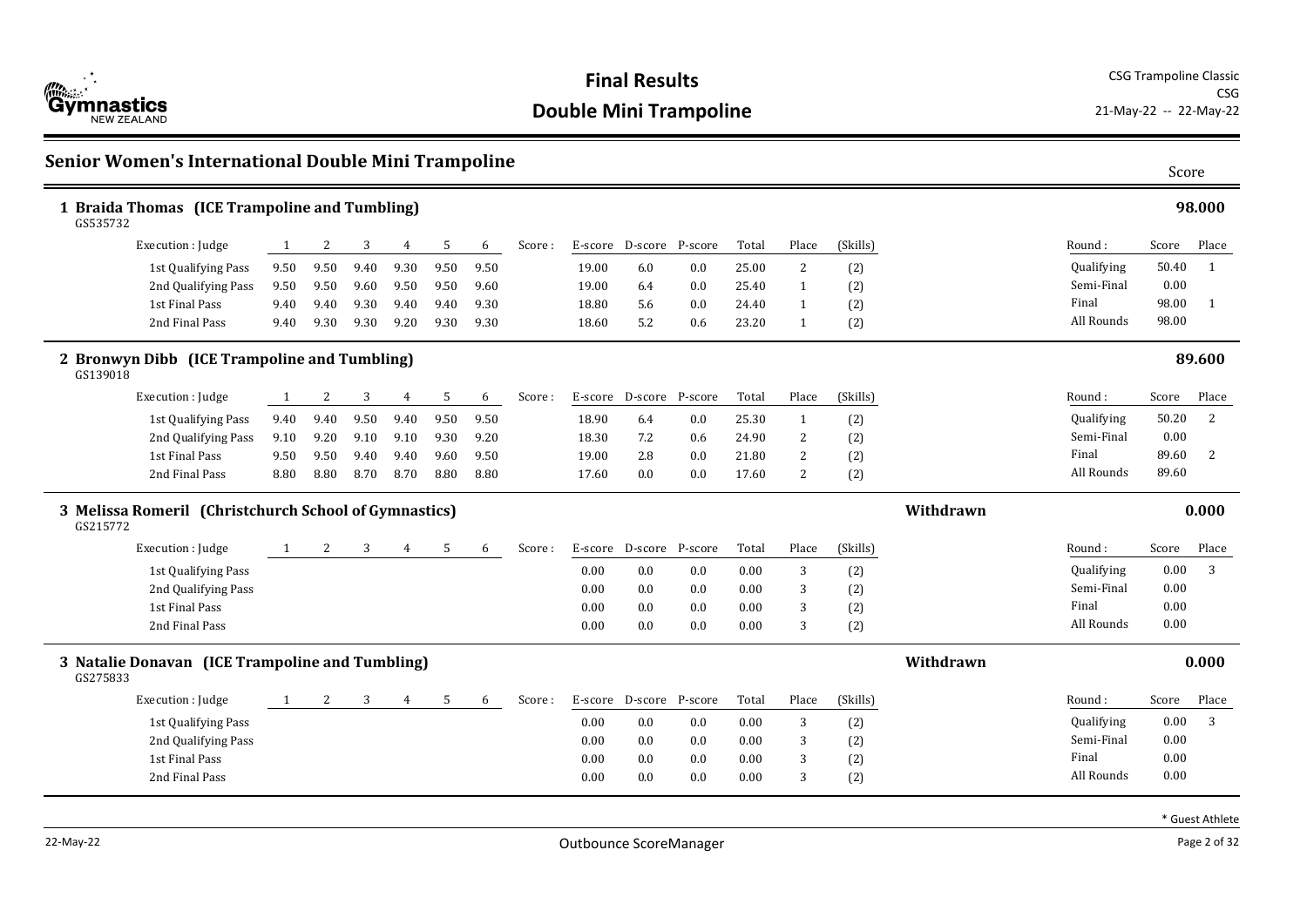# Final Results

## Double Mini Trampoline

CSG Trampoline Classic
CSG
21-May-22 -- 22-May-22

## Senior Women's International Double Mini Trampoline

Score

### 1 Braida Thomas (ICE Trampoline and Tumbling) — 98.000

GS535732

| Execution : Judge | 1 | 2 | 3 | 4 | 5 | 6 | Score : | E-score | D-score | P-score | Total | Place | (Skills) |
|---|---|---|---|---|---|---|---|---|---|---|---|---|---|
| 1st Qualifying Pass | 9.50 | 9.50 | 9.40 | 9.30 | 9.50 | 9.50 | | 19.00 | 6.0 | 0.0 | 25.00 | 2 | (2) |
| 2nd Qualifying Pass | 9.50 | 9.50 | 9.60 | 9.50 | 9.50 | 9.60 | | 19.00 | 6.4 | 0.0 | 25.40 | 1 | (2) |
| 1st Final Pass | 9.40 | 9.40 | 9.30 | 9.40 | 9.40 | 9.30 | | 18.80 | 5.6 | 0.0 | 24.40 | 1 | (2) |
| 2nd Final Pass | 9.40 | 9.30 | 9.30 | 9.20 | 9.30 | 9.30 | | 18.60 | 5.2 | 0.6 | 23.20 | 1 | (2) |

| Round : | Score | Place |
|---|---|---|
| Qualifying | 50.40 | 1 |
| Semi-Final | 0.00 | |
| Final | 98.00 | 1 |
| All Rounds | 98.00 | |

### 2 Bronwyn Dibb (ICE Trampoline and Tumbling) — 89.600

GS139018

| Execution : Judge | 1 | 2 | 3 | 4 | 5 | 6 | Score : | E-score | D-score | P-score | Total | Place | (Skills) |
|---|---|---|---|---|---|---|---|---|---|---|---|---|---|
| 1st Qualifying Pass | 9.40 | 9.40 | 9.50 | 9.40 | 9.50 | 9.50 | | 18.90 | 6.4 | 0.0 | 25.30 | 1 | (2) |
| 2nd Qualifying Pass | 9.10 | 9.20 | 9.10 | 9.10 | 9.30 | 9.20 | | 18.30 | 7.2 | 0.6 | 24.90 | 2 | (2) |
| 1st Final Pass | 9.50 | 9.50 | 9.40 | 9.40 | 9.60 | 9.50 | | 19.00 | 2.8 | 0.0 | 21.80 | 2 | (2) |
| 2nd Final Pass | 8.80 | 8.80 | 8.70 | 8.70 | 8.80 | 8.80 | | 17.60 | 0.0 | 0.0 | 17.60 | 2 | (2) |

| Round : | Score | Place |
|---|---|---|
| Qualifying | 50.20 | 2 |
| Semi-Final | 0.00 | |
| Final | 89.60 | 2 |
| All Rounds | 89.60 | |

### 3 Melissa Romeril (Christchurch School of Gymnastics) — Withdrawn — 0.000

GS215772

| Execution : Judge | 1 | 2 | 3 | 4 | 5 | 6 | Score : | E-score | D-score | P-score | Total | Place | (Skills) |
|---|---|---|---|---|---|---|---|---|---|---|---|---|---|
| 1st Qualifying Pass | | | | | | | | 0.00 | 0.0 | 0.0 | 0.00 | 3 | (2) |
| 2nd Qualifying Pass | | | | | | | | 0.00 | 0.0 | 0.0 | 0.00 | 3 | (2) |
| 1st Final Pass | | | | | | | | 0.00 | 0.0 | 0.0 | 0.00 | 3 | (2) |
| 2nd Final Pass | | | | | | | | 0.00 | 0.0 | 0.0 | 0.00 | 3 | (2) |

| Round : | Score | Place |
|---|---|---|
| Qualifying | 0.00 | 3 |
| Semi-Final | 0.00 | |
| Final | 0.00 | |
| All Rounds | 0.00 | |

### 3 Natalie Donavan (ICE Trampoline and Tumbling) — Withdrawn — 0.000

GS275833

| Execution : Judge | 1 | 2 | 3 | 4 | 5 | 6 | Score : | E-score | D-score | P-score | Total | Place | (Skills) |
|---|---|---|---|---|---|---|---|---|---|---|---|---|---|
| 1st Qualifying Pass | | | | | | | | 0.00 | 0.0 | 0.0 | 0.00 | 3 | (2) |
| 2nd Qualifying Pass | | | | | | | | 0.00 | 0.0 | 0.0 | 0.00 | 3 | (2) |
| 1st Final Pass | | | | | | | | 0.00 | 0.0 | 0.0 | 0.00 | 3 | (2) |
| 2nd Final Pass | | | | | | | | 0.00 | 0.0 | 0.0 | 0.00 | 3 | (2) |

| Round : | Score | Place |
|---|---|---|
| Qualifying | 0.00 | 3 |
| Semi-Final | 0.00 | |
| Final | 0.00 | |
| All Rounds | 0.00 | |

* Guest Athlete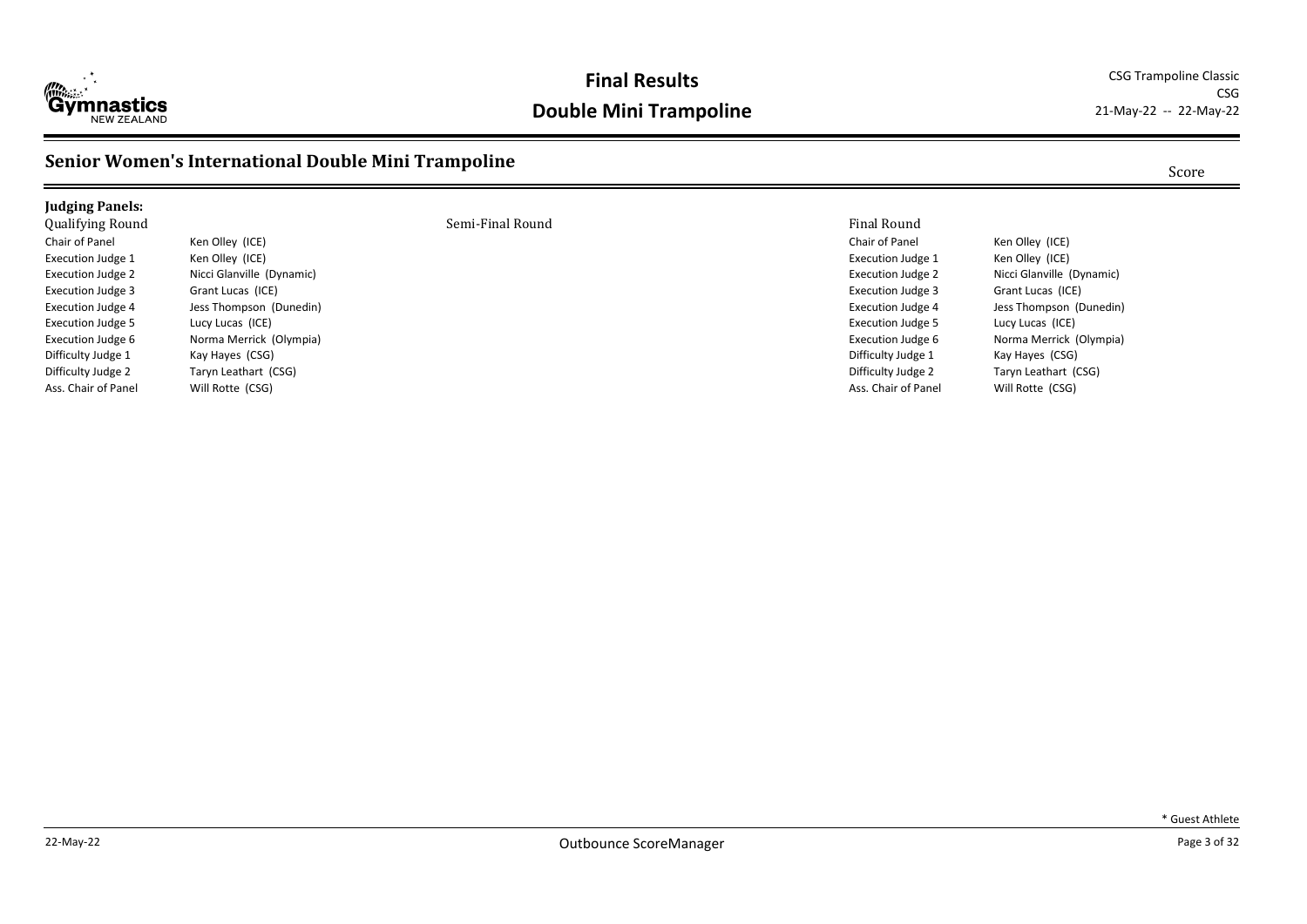# Final Results

## Double Mini Trampoline

CSG Trampoline Classic
CSG
21-May-22 -- 22-May-22

### Senior Women's International Double Mini Trampoline

Score

**Judging Panels:**

Qualifying Round

| Role | Judge |
|---|---|
| Chair of Panel | Ken Olley (ICE) |
| Execution Judge 1 | Ken Olley (ICE) |
| Execution Judge 2 | Nicci Glanville (Dynamic) |
| Execution Judge 3 | Grant Lucas (ICE) |
| Execution Judge 4 | Jess Thompson (Dunedin) |
| Execution Judge 5 | Lucy Lucas (ICE) |
| Execution Judge 6 | Norma Merrick (Olympia) |
| Difficulty Judge 1 | Kay Hayes (CSG) |
| Difficulty Judge 2 | Taryn Leathart (CSG) |
| Ass. Chair of Panel | Will Rotte (CSG) |

Semi-Final Round

Final Round

| Role | Judge |
|---|---|
| Chair of Panel | Ken Olley (ICE) |
| Execution Judge 1 | Ken Olley (ICE) |
| Execution Judge 2 | Nicci Glanville (Dynamic) |
| Execution Judge 3 | Grant Lucas (ICE) |
| Execution Judge 4 | Jess Thompson (Dunedin) |
| Execution Judge 5 | Lucy Lucas (ICE) |
| Execution Judge 6 | Norma Merrick (Olympia) |
| Difficulty Judge 1 | Kay Hayes (CSG) |
| Difficulty Judge 2 | Taryn Leathart (CSG) |
| Ass. Chair of Panel | Will Rotte (CSG) |

* Guest Athlete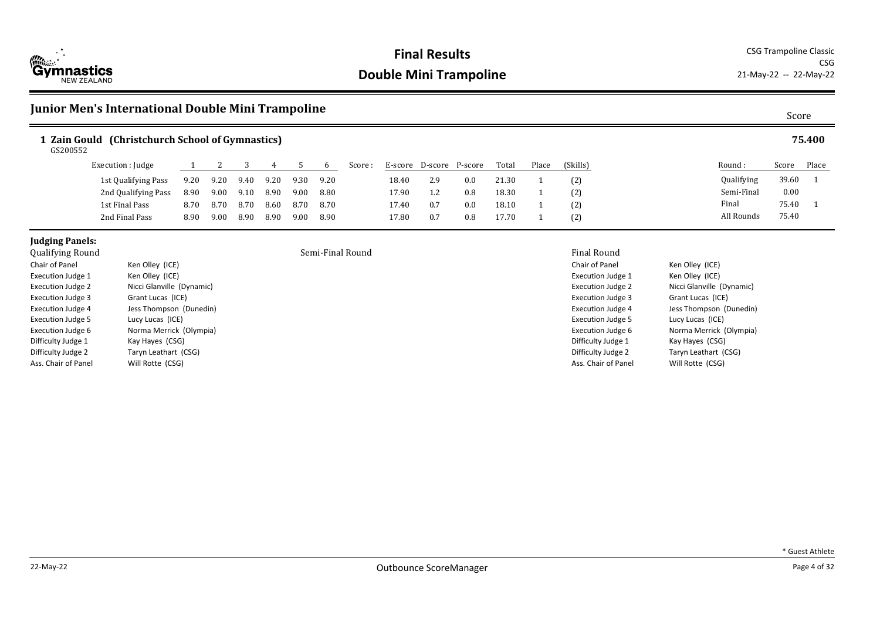# Final Results

## Double Mini Trampoline

CSG Trampoline Classic
CSG
21-May-22 -- 22-May-22

## Junior Men's International Double Mini Trampoline

Score

### 1 Zain Gould (Christchurch School of Gymnastics) — 75.400

GS200552

| Execution : Judge | 1 | 2 | 3 | 4 | 5 | 6 | Score : | E-score | D-score | P-score | Total | Place | (Skills) |
|---|---|---|---|---|---|---|---|---|---|---|---|---|---|
| 1st Qualifying Pass | 9.20 | 9.20 | 9.40 | 9.20 | 9.30 | 9.20 | | 18.40 | 2.9 | 0.0 | 21.30 | 1 | (2) |
| 2nd Qualifying Pass | 8.90 | 9.00 | 9.10 | 8.90 | 9.00 | 8.80 | | 17.90 | 1.2 | 0.8 | 18.30 | 1 | (2) |
| 1st Final Pass | 8.70 | 8.70 | 8.70 | 8.60 | 8.70 | 8.70 | | 17.40 | 0.7 | 0.0 | 18.10 | 1 | (2) |
| 2nd Final Pass | 8.90 | 9.00 | 8.90 | 8.90 | 9.00 | 8.90 | | 17.80 | 0.7 | 0.8 | 17.70 | 1 | (2) |

| Round : | Score | Place |
|---|---|---|
| Qualifying | 39.60 | 1 |
| Semi-Final | 0.00 | |
| Final | 75.40 | 1 |
| All Rounds | 75.40 | |

**Judging Panels:**

Qualifying Round

| | |
|---|---|
| Chair of Panel | Ken Olley (ICE) |
| Execution Judge 1 | Ken Olley (ICE) |
| Execution Judge 2 | Nicci Glanville (Dynamic) |
| Execution Judge 3 | Grant Lucas (ICE) |
| Execution Judge 4 | Jess Thompson (Dunedin) |
| Execution Judge 5 | Lucy Lucas (ICE) |
| Execution Judge 6 | Norma Merrick (Olympia) |
| Difficulty Judge 1 | Kay Hayes (CSG) |
| Difficulty Judge 2 | Taryn Leathart (CSG) |
| Ass. Chair of Panel | Will Rotte (CSG) |

Semi-Final Round

Final Round

| | |
|---|---|
| Chair of Panel | Ken Olley (ICE) |
| Execution Judge 1 | Ken Olley (ICE) |
| Execution Judge 2 | Nicci Glanville (Dynamic) |
| Execution Judge 3 | Grant Lucas (ICE) |
| Execution Judge 4 | Jess Thompson (Dunedin) |
| Execution Judge 5 | Lucy Lucas (ICE) |
| Execution Judge 6 | Norma Merrick (Olympia) |
| Difficulty Judge 1 | Kay Hayes (CSG) |
| Difficulty Judge 2 | Taryn Leathart (CSG) |
| Ass. Chair of Panel | Will Rotte (CSG) |

* Guest Athlete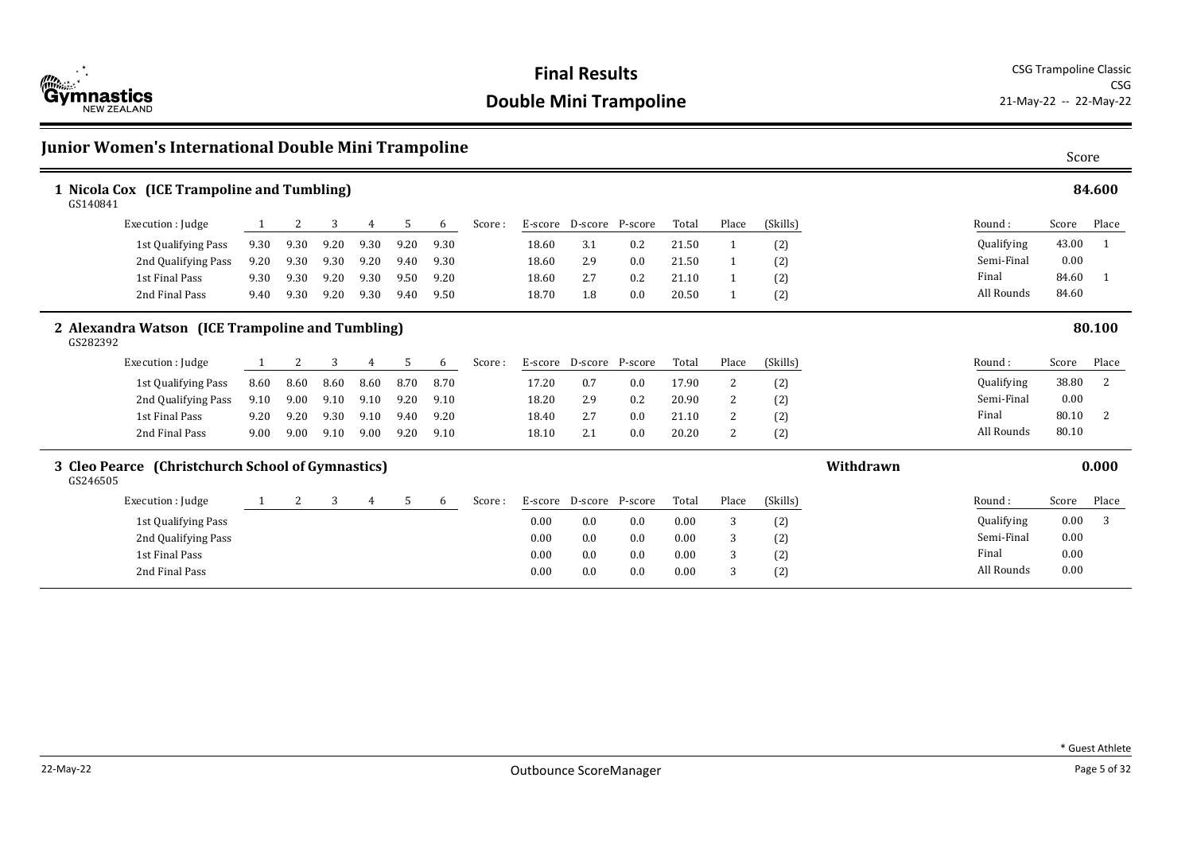# Final Results

## Double Mini Trampoline

CSG Trampoline Classic
CSG
21-May-22 -- 22-May-22

## Junior Women's International Double Mini Trampoline

Score

### 1 Nicola Cox (ICE Trampoline and Tumbling) — 84.600

GS140841

| Execution : Judge | 1 | 2 | 3 | 4 | 5 | 6 | Score : | E-score | D-score | P-score | Total | Place | (Skills) |
|---|---|---|---|---|---|---|---|---|---|---|---|---|---|
| 1st Qualifying Pass | 9.30 | 9.30 | 9.20 | 9.30 | 9.20 | 9.30 | | 18.60 | 3.1 | 0.2 | 21.50 | 1 | (2) |
| 2nd Qualifying Pass | 9.20 | 9.30 | 9.30 | 9.20 | 9.40 | 9.30 | | 18.60 | 2.9 | 0.0 | 21.50 | 1 | (2) |
| 1st Final Pass | 9.30 | 9.30 | 9.20 | 9.30 | 9.50 | 9.20 | | 18.60 | 2.7 | 0.2 | 21.10 | 1 | (2) |
| 2nd Final Pass | 9.40 | 9.30 | 9.20 | 9.30 | 9.40 | 9.50 | | 18.70 | 1.8 | 0.0 | 20.50 | 1 | (2) |

| Round : | Score | Place |
|---|---|---|
| Qualifying | 43.00 | 1 |
| Semi-Final | 0.00 | |
| Final | 84.60 | 1 |
| All Rounds | 84.60 | |

### 2 Alexandra Watson (ICE Trampoline and Tumbling) — 80.100

GS282392

| Execution : Judge | 1 | 2 | 3 | 4 | 5 | 6 | Score : | E-score | D-score | P-score | Total | Place | (Skills) |
|---|---|---|---|---|---|---|---|---|---|---|---|---|---|
| 1st Qualifying Pass | 8.60 | 8.60 | 8.60 | 8.60 | 8.70 | 8.70 | | 17.20 | 0.7 | 0.0 | 17.90 | 2 | (2) |
| 2nd Qualifying Pass | 9.10 | 9.00 | 9.10 | 9.10 | 9.20 | 9.10 | | 18.20 | 2.9 | 0.2 | 20.90 | 2 | (2) |
| 1st Final Pass | 9.20 | 9.20 | 9.30 | 9.10 | 9.40 | 9.20 | | 18.40 | 2.7 | 0.0 | 21.10 | 2 | (2) |
| 2nd Final Pass | 9.00 | 9.00 | 9.10 | 9.00 | 9.20 | 9.10 | | 18.10 | 2.1 | 0.0 | 20.20 | 2 | (2) |

| Round : | Score | Place |
|---|---|---|
| Qualifying | 38.80 | 2 |
| Semi-Final | 0.00 | |
| Final | 80.10 | 2 |
| All Rounds | 80.10 | |

### 3 Cleo Pearce (Christchurch School of Gymnastics) — Withdrawn — 0.000

GS246505

| Execution : Judge | 1 | 2 | 3 | 4 | 5 | 6 | Score : | E-score | D-score | P-score | Total | Place | (Skills) |
|---|---|---|---|---|---|---|---|---|---|---|---|---|---|
| 1st Qualifying Pass | | | | | | | | 0.00 | 0.0 | 0.0 | 0.00 | 3 | (2) |
| 2nd Qualifying Pass | | | | | | | | 0.00 | 0.0 | 0.0 | 0.00 | 3 | (2) |
| 1st Final Pass | | | | | | | | 0.00 | 0.0 | 0.0 | 0.00 | 3 | (2) |
| 2nd Final Pass | | | | | | | | 0.00 | 0.0 | 0.0 | 0.00 | 3 | (2) |

| Round : | Score | Place |
|---|---|---|
| Qualifying | 0.00 | 3 |
| Semi-Final | 0.00 | |
| Final | 0.00 | |
| All Rounds | 0.00 | |

* Guest Athlete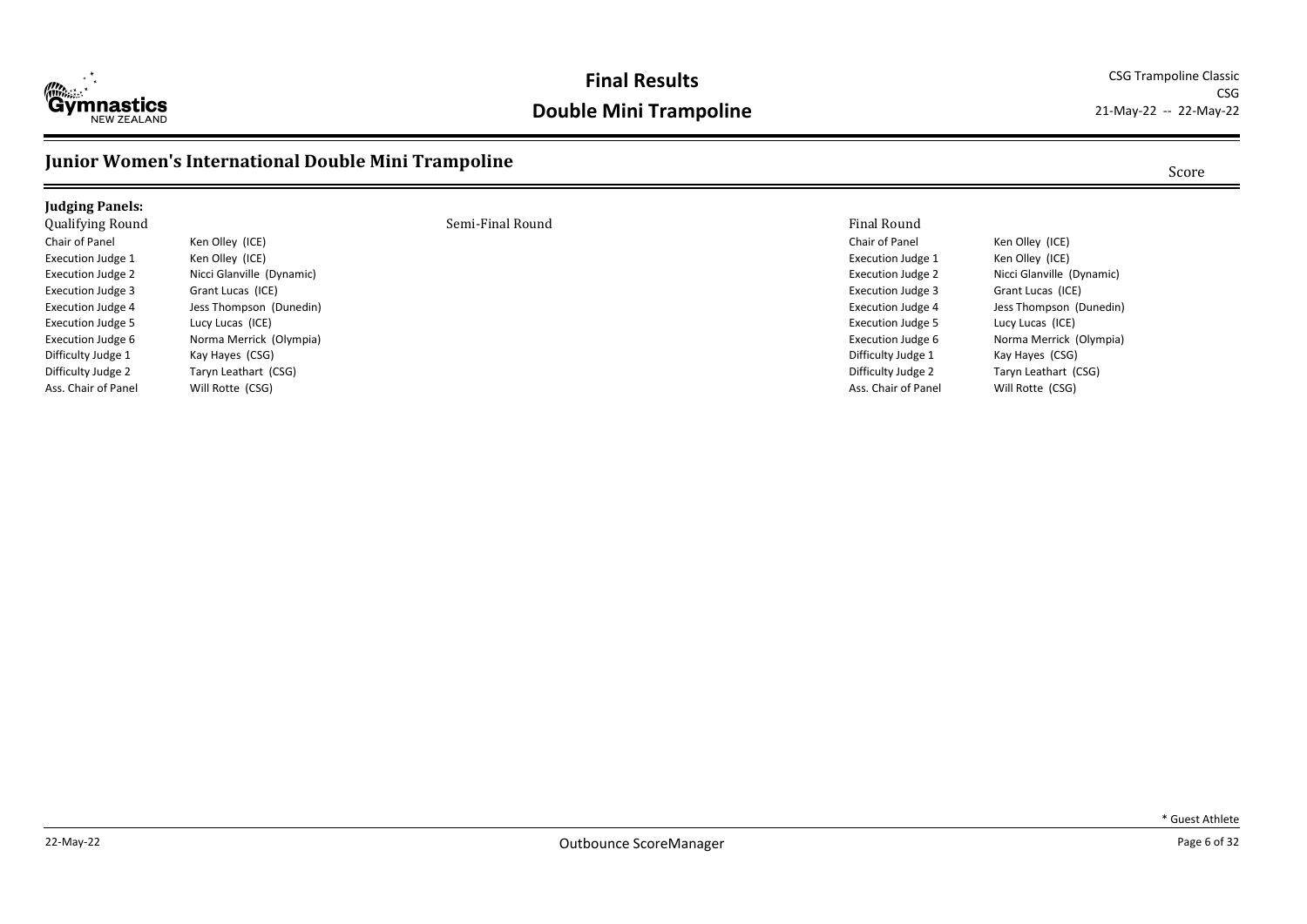# Final Results

## Double Mini Trampoline

CSG Trampoline Classic
CSG
21-May-22 -- 22-May-22

## Junior Women's International Double Mini Trampoline

Score

### Judging Panels:

**Qualifying Round**

| Role | Judge |
|---|---|
| Chair of Panel | Ken Olley (ICE) |
| Execution Judge 1 | Ken Olley (ICE) |
| Execution Judge 2 | Nicci Glanville (Dynamic) |
| Execution Judge 3 | Grant Lucas (ICE) |
| Execution Judge 4 | Jess Thompson (Dunedin) |
| Execution Judge 5 | Lucy Lucas (ICE) |
| Execution Judge 6 | Norma Merrick (Olympia) |
| Difficulty Judge 1 | Kay Hayes (CSG) |
| Difficulty Judge 2 | Taryn Leathart (CSG) |
| Ass. Chair of Panel | Will Rotte (CSG) |

**Semi-Final Round**

**Final Round**

| Role | Judge |
|---|---|
| Chair of Panel | Ken Olley (ICE) |
| Execution Judge 1 | Ken Olley (ICE) |
| Execution Judge 2 | Nicci Glanville (Dynamic) |
| Execution Judge 3 | Grant Lucas (ICE) |
| Execution Judge 4 | Jess Thompson (Dunedin) |
| Execution Judge 5 | Lucy Lucas (ICE) |
| Execution Judge 6 | Norma Merrick (Olympia) |
| Difficulty Judge 1 | Kay Hayes (CSG) |
| Difficulty Judge 2 | Taryn Leathart (CSG) |
| Ass. Chair of Panel | Will Rotte (CSG) |

\* Guest Athlete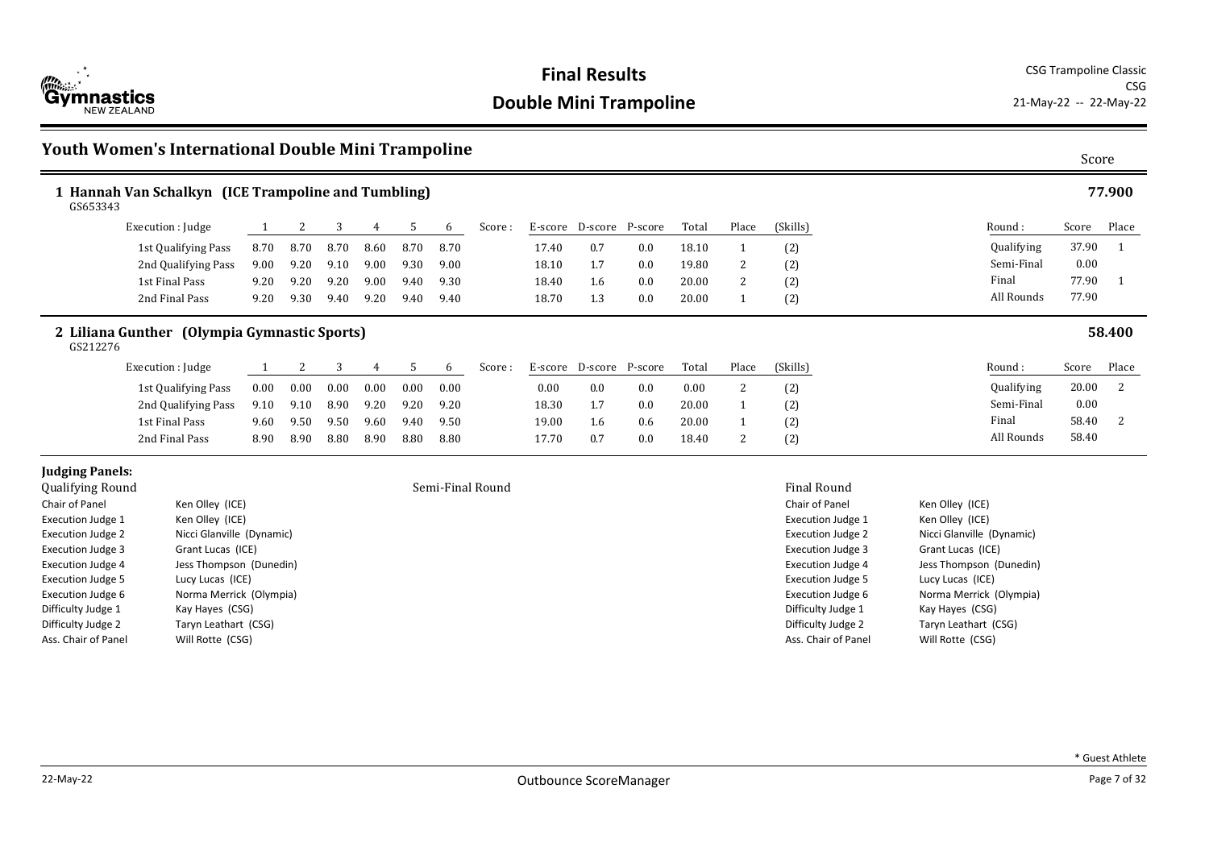# Final Results

## Double Mini Trampoline

CSG Trampoline Classic
CSG
21-May-22 -- 22-May-22

## Youth Women's International Double Mini Trampoline

### 1 Hannah Van Schalkyn (ICE Trampoline and Tumbling) — Score: 77.900

GS653343

| Execution : Judge | 1 | 2 | 3 | 4 | 5 | 6 | Score : | E-score | D-score | P-score | Total | Place | (Skills) |
|---|---|---|---|---|---|---|---|---|---|---|---|---|---|
| 1st Qualifying Pass | 8.70 | 8.70 | 8.70 | 8.60 | 8.70 | 8.70 | | 17.40 | 0.7 | 0.0 | 18.10 | 1 | (2) |
| 2nd Qualifying Pass | 9.00 | 9.20 | 9.10 | 9.00 | 9.30 | 9.00 | | 18.10 | 1.7 | 0.0 | 19.80 | 2 | (2) |
| 1st Final Pass | 9.20 | 9.20 | 9.20 | 9.00 | 9.40 | 9.30 | | 18.40 | 1.6 | 0.0 | 20.00 | 2 | (2) |
| 2nd Final Pass | 9.20 | 9.30 | 9.40 | 9.20 | 9.40 | 9.40 | | 18.70 | 1.3 | 0.0 | 20.00 | 1 | (2) |

| Round : | Score | Place |
|---|---|---|
| Qualifying | 37.90 | 1 |
| Semi-Final | 0.00 | |
| Final | 77.90 | 1 |
| All Rounds | 77.90 | |

### 2 Liliana Gunther (Olympia Gymnastic Sports) — Score: 58.400

GS212276

| Execution : Judge | 1 | 2 | 3 | 4 | 5 | 6 | Score : | E-score | D-score | P-score | Total | Place | (Skills) |
|---|---|---|---|---|---|---|---|---|---|---|---|---|---|
| 1st Qualifying Pass | 0.00 | 0.00 | 0.00 | 0.00 | 0.00 | 0.00 | | 0.00 | 0.0 | 0.0 | 0.00 | 2 | (2) |
| 2nd Qualifying Pass | 9.10 | 9.10 | 8.90 | 9.20 | 9.20 | 9.20 | | 18.30 | 1.7 | 0.0 | 20.00 | 1 | (2) |
| 1st Final Pass | 9.60 | 9.50 | 9.50 | 9.60 | 9.40 | 9.50 | | 19.00 | 1.6 | 0.6 | 20.00 | 1 | (2) |
| 2nd Final Pass | 8.90 | 8.90 | 8.80 | 8.90 | 8.80 | 8.80 | | 17.70 | 0.7 | 0.0 | 18.40 | 2 | (2) |

| Round : | Score | Place |
|---|---|---|
| Qualifying | 20.00 | 2 |
| Semi-Final | 0.00 | |
| Final | 58.40 | 2 |
| All Rounds | 58.40 | |

**Judging Panels:**

| Qualifying Round | | Semi-Final Round | Final Round | |
|---|---|---|---|---|
| Chair of Panel | Ken Olley (ICE) | | Chair of Panel | Ken Olley (ICE) |
| Execution Judge 1 | Ken Olley (ICE) | | Execution Judge 1 | Ken Olley (ICE) |
| Execution Judge 2 | Nicci Glanville (Dynamic) | | Execution Judge 2 | Nicci Glanville (Dynamic) |
| Execution Judge 3 | Grant Lucas (ICE) | | Execution Judge 3 | Grant Lucas (ICE) |
| Execution Judge 4 | Jess Thompson (Dunedin) | | Execution Judge 4 | Jess Thompson (Dunedin) |
| Execution Judge 5 | Lucy Lucas (ICE) | | Execution Judge 5 | Lucy Lucas (ICE) |
| Execution Judge 6 | Norma Merrick (Olympia) | | Execution Judge 6 | Norma Merrick (Olympia) |
| Difficulty Judge 1 | Kay Hayes (CSG) | | Difficulty Judge 1 | Kay Hayes (CSG) |
| Difficulty Judge 2 | Taryn Leathart (CSG) | | Difficulty Judge 2 | Taryn Leathart (CSG) |
| Ass. Chair of Panel | Will Rotte (CSG) | | Ass. Chair of Panel | Will Rotte (CSG) |

\* Guest Athlete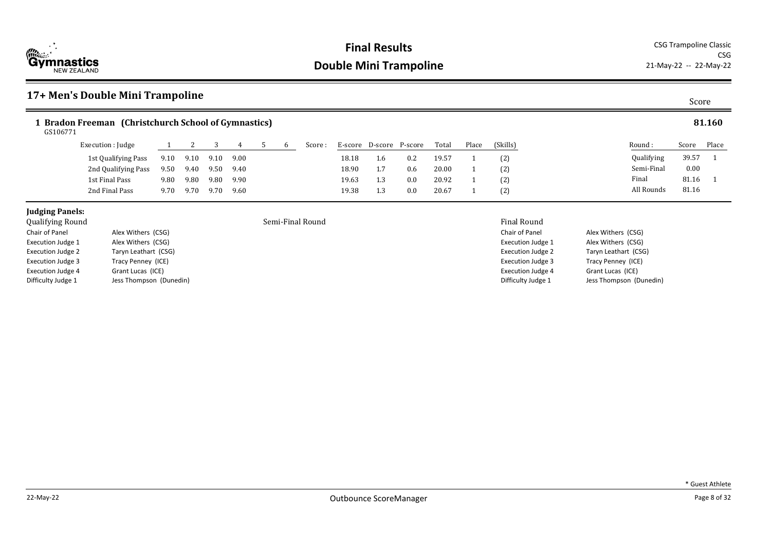# Final Results

# Double Mini Trampoline

CSG Trampoline Classic
CSG
21-May-22 -- 22-May-22

## 17+ Men's Double Mini Trampoline

Score

### 1 Bradon Freeman (Christchurch School of Gymnastics) — 81.160

GS106771

| Execution : Judge | 1 | 2 | 3 | 4 | 5 | 6 | Score : | E-score | D-score | P-score | Total | Place | (Skills) |
|---|---|---|---|---|---|---|---|---|---|---|---|---|---|
| 1st Qualifying Pass | 9.10 | 9.10 | 9.10 | 9.00 | | | | 18.18 | 1.6 | 0.2 | 19.57 | 1 | (2) |
| 2nd Qualifying Pass | 9.50 | 9.40 | 9.50 | 9.40 | | | | 18.90 | 1.7 | 0.6 | 20.00 | 1 | (2) |
| 1st Final Pass | 9.80 | 9.80 | 9.80 | 9.90 | | | | 19.63 | 1.3 | 0.0 | 20.92 | 1 | (2) |
| 2nd Final Pass | 9.70 | 9.70 | 9.70 | 9.60 | | | | 19.38 | 1.3 | 0.0 | 20.67 | 1 | (2) |

| Round : | Score | Place |
|---|---|---|
| Qualifying | 39.57 | 1 |
| Semi-Final | 0.00 | |
| Final | 81.16 | 1 |
| All Rounds | 81.16 | |

**Judging Panels:**

Qualifying Round

| | |
|---|---|
| Chair of Panel | Alex Withers (CSG) |
| Execution Judge 1 | Alex Withers (CSG) |
| Execution Judge 2 | Taryn Leathart (CSG) |
| Execution Judge 3 | Tracy Penney (ICE) |
| Execution Judge 4 | Grant Lucas (ICE) |
| Difficulty Judge 1 | Jess Thompson (Dunedin) |

Semi-Final Round

Final Round

| | |
|---|---|
| Chair of Panel | Alex Withers (CSG) |
| Execution Judge 1 | Alex Withers (CSG) |
| Execution Judge 2 | Taryn Leathart (CSG) |
| Execution Judge 3 | Tracy Penney (ICE) |
| Execution Judge 4 | Grant Lucas (ICE) |
| Difficulty Judge 1 | Jess Thompson (Dunedin) |

* Guest Athlete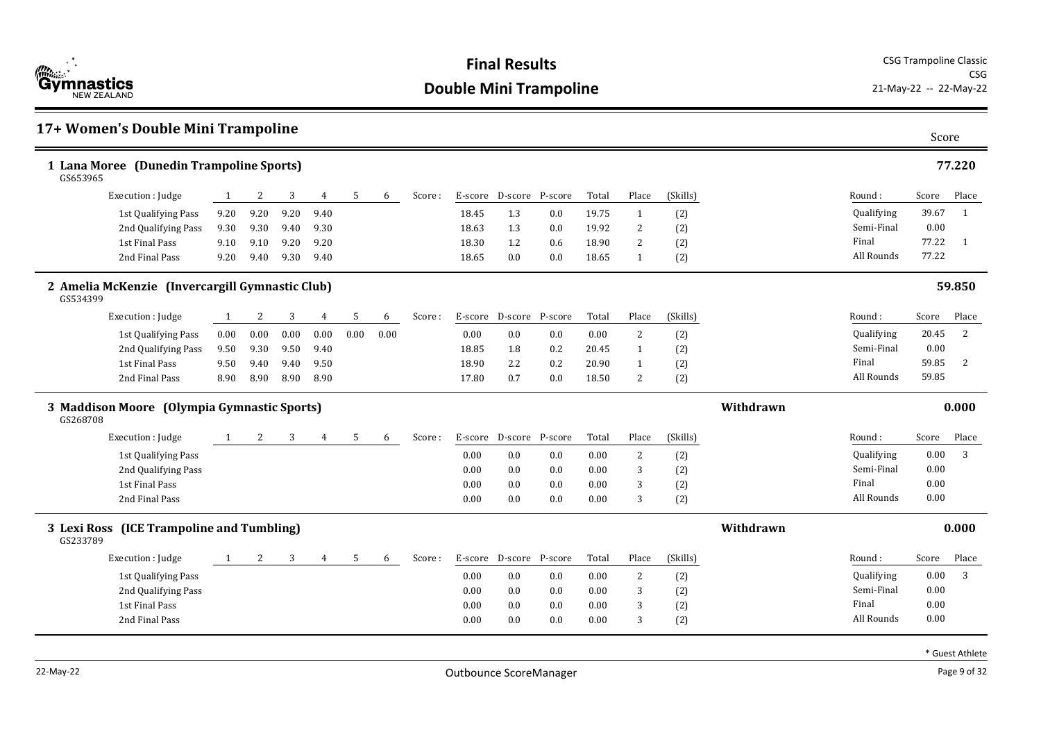# Final Results

## Double Mini Trampoline

CSG Trampoline Classic
CSG
21-May-22 -- 22-May-22

## 17+ Women's Double Mini Trampoline

Score

### 1 Lana Moree (Dunedin Trampoline Sports) — 77.220

GS653965

| Execution : Judge | 1 | 2 | 3 | 4 | 5 | 6 | Score : | E-score | D-score | P-score | Total | Place | (Skills) |
|---|---|---|---|---|---|---|---|---|---|---|---|---|---|
| 1st Qualifying Pass | 9.20 | 9.20 | 9.20 | 9.40 | | | | 18.45 | 1.3 | 0.0 | 19.75 | 1 | (2) |
| 2nd Qualifying Pass | 9.30 | 9.30 | 9.40 | 9.30 | | | | 18.63 | 1.3 | 0.0 | 19.92 | 2 | (2) |
| 1st Final Pass | 9.10 | 9.10 | 9.20 | 9.20 | | | | 18.30 | 1.2 | 0.6 | 18.90 | 2 | (2) |
| 2nd Final Pass | 9.20 | 9.40 | 9.30 | 9.40 | | | | 18.65 | 0.0 | 0.0 | 18.65 | 1 | (2) |

| Round : | Score | Place |
|---|---|---|
| Qualifying | 39.67 | 1 |
| Semi-Final | 0.00 | |
| Final | 77.22 | 1 |
| All Rounds | 77.22 | |

### 2 Amelia McKenzie (Invercargill Gymnastic Club) — 59.850

GS534399

| Execution : Judge | 1 | 2 | 3 | 4 | 5 | 6 | Score : | E-score | D-score | P-score | Total | Place | (Skills) |
|---|---|---|---|---|---|---|---|---|---|---|---|---|---|
| 1st Qualifying Pass | 0.00 | 0.00 | 0.00 | 0.00 | 0.00 | 0.00 | | 0.00 | 0.0 | 0.0 | 0.00 | 2 | (2) |
| 2nd Qualifying Pass | 9.50 | 9.30 | 9.50 | 9.40 | | | | 18.85 | 1.8 | 0.2 | 20.45 | 1 | (2) |
| 1st Final Pass | 9.50 | 9.40 | 9.40 | 9.50 | | | | 18.90 | 2.2 | 0.2 | 20.90 | 1 | (2) |
| 2nd Final Pass | 8.90 | 8.90 | 8.90 | 8.90 | | | | 17.80 | 0.7 | 0.0 | 18.50 | 2 | (2) |

| Round : | Score | Place |
|---|---|---|
| Qualifying | 20.45 | 2 |
| Semi-Final | 0.00 | |
| Final | 59.85 | 2 |
| All Rounds | 59.85 | |

### 3 Maddison Moore (Olympia Gymnastic Sports) — Withdrawn — 0.000

GS268708

| Execution : Judge | 1 | 2 | 3 | 4 | 5 | 6 | Score : | E-score | D-score | P-score | Total | Place | (Skills) |
|---|---|---|---|---|---|---|---|---|---|---|---|---|---|
| 1st Qualifying Pass | | | | | | | | 0.00 | 0.0 | 0.0 | 0.00 | 2 | (2) |
| 2nd Qualifying Pass | | | | | | | | 0.00 | 0.0 | 0.0 | 0.00 | 3 | (2) |
| 1st Final Pass | | | | | | | | 0.00 | 0.0 | 0.0 | 0.00 | 3 | (2) |
| 2nd Final Pass | | | | | | | | 0.00 | 0.0 | 0.0 | 0.00 | 3 | (2) |

| Round : | Score | Place |
|---|---|---|
| Qualifying | 0.00 | 3 |
| Semi-Final | 0.00 | |
| Final | 0.00 | |
| All Rounds | 0.00 | |

### 3 Lexi Ross (ICE Trampoline and Tumbling) — Withdrawn — 0.000

GS233789

| Execution : Judge | 1 | 2 | 3 | 4 | 5 | 6 | Score : | E-score | D-score | P-score | Total | Place | (Skills) |
|---|---|---|---|---|---|---|---|---|---|---|---|---|---|
| 1st Qualifying Pass | | | | | | | | 0.00 | 0.0 | 0.0 | 0.00 | 2 | (2) |
| 2nd Qualifying Pass | | | | | | | | 0.00 | 0.0 | 0.0 | 0.00 | 3 | (2) |
| 1st Final Pass | | | | | | | | 0.00 | 0.0 | 0.0 | 0.00 | 3 | (2) |
| 2nd Final Pass | | | | | | | | 0.00 | 0.0 | 0.0 | 0.00 | 3 | (2) |

| Round : | Score | Place |
|---|---|---|
| Qualifying | 0.00 | 3 |
| Semi-Final | 0.00 | |
| Final | 0.00 | |
| All Rounds | 0.00 | |

* Guest Athlete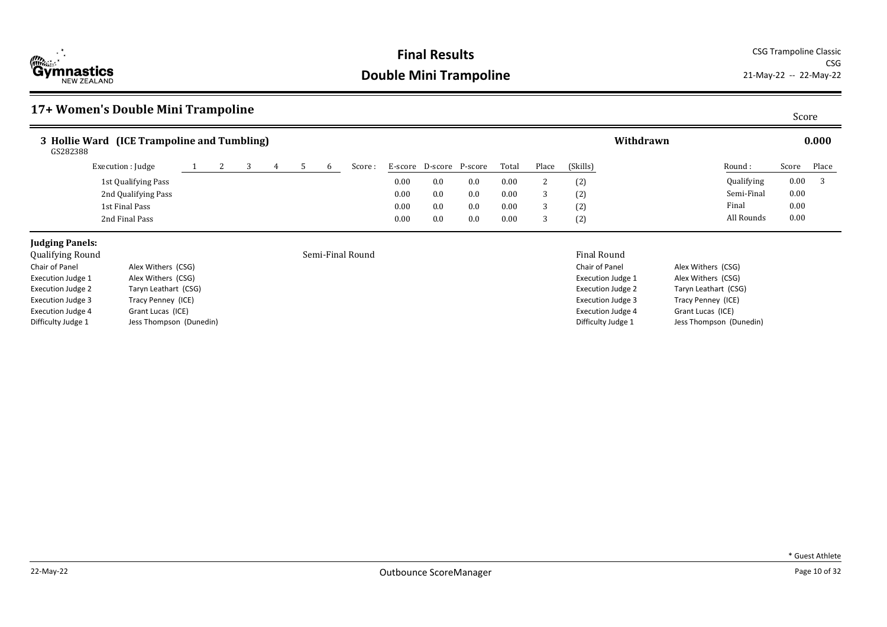# Final Results

## Double Mini Trampoline

CSG Trampoline Classic
CSG
21-May-22 -- 22-May-22

## 17+ Women's Double Mini Trampoline

Score

### 3 Hollie Ward (ICE Trampoline and Tumbling) — Withdrawn — 0.000

GS282388

| Execution : Judge | 1 | 2 | 3 | 4 | 5 | 6 | Score : | E-score | D-score | P-score | Total | Place | (Skills) | Round : | Score | Place |
|---|---|---|---|---|---|---|---|---|---|---|---|---|---|---|---|---|
| 1st Qualifying Pass | | | | | | | | 0.00 | 0.0 | 0.0 | 0.00 | 2 | (2) | Qualifying | 0.00 | 3 |
| 2nd Qualifying Pass | | | | | | | | 0.00 | 0.0 | 0.0 | 0.00 | 3 | (2) | Semi-Final | 0.00 | |
| 1st Final Pass | | | | | | | | 0.00 | 0.0 | 0.0 | 0.00 | 3 | (2) | Final | 0.00 | |
| 2nd Final Pass | | | | | | | | 0.00 | 0.0 | 0.0 | 0.00 | 3 | (2) | All Rounds | 0.00 | |

**Judging Panels:**

Qualifying Round

| Role | Name |
|---|---|
| Chair of Panel | Alex Withers (CSG) |
| Execution Judge 1 | Alex Withers (CSG) |
| Execution Judge 2 | Taryn Leathart (CSG) |
| Execution Judge 3 | Tracy Penney (ICE) |
| Execution Judge 4 | Grant Lucas (ICE) |
| Difficulty Judge 1 | Jess Thompson (Dunedin) |

Semi-Final Round

Final Round

| Role | Name |
|---|---|
| Chair of Panel | Alex Withers (CSG) |
| Execution Judge 1 | Alex Withers (CSG) |
| Execution Judge 2 | Taryn Leathart (CSG) |
| Execution Judge 3 | Tracy Penney (ICE) |
| Execution Judge 4 | Grant Lucas (ICE) |
| Difficulty Judge 1 | Jess Thompson (Dunedin) |

\* Guest Athlete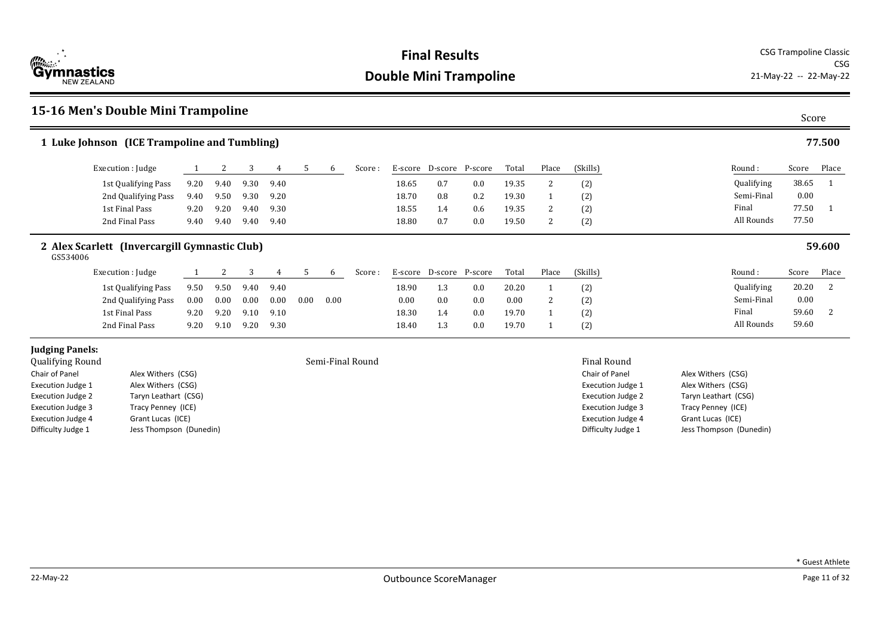# Final Results
## Double Mini Trampoline

CSG Trampoline Classic
CSG
21-May-22 -- 22-May-22

## 15-16 Men's Double Mini Trampoline

Score

### 1 Luke Johnson (ICE Trampoline and Tumbling) — 77.500

| Execution : Judge | 1 | 2 | 3 | 4 | 5 | 6 | Score : | E-score | D-score | P-score | Total | Place | (Skills) |
|---|---|---|---|---|---|---|---|---|---|---|---|---|---|
| 1st Qualifying Pass | 9.20 | 9.40 | 9.30 | 9.40 | | | | 18.65 | 0.7 | 0.0 | 19.35 | 2 | (2) |
| 2nd Qualifying Pass | 9.40 | 9.50 | 9.30 | 9.20 | | | | 18.70 | 0.8 | 0.2 | 19.30 | 1 | (2) |
| 1st Final Pass | 9.20 | 9.20 | 9.40 | 9.30 | | | | 18.55 | 1.4 | 0.6 | 19.35 | 2 | (2) |
| 2nd Final Pass | 9.40 | 9.40 | 9.40 | 9.40 | | | | 18.80 | 0.7 | 0.0 | 19.50 | 2 | (2) |

| Round : | Score | Place |
|---|---|---|
| Qualifying | 38.65 | 1 |
| Semi-Final | 0.00 | |
| Final | 77.50 | 1 |
| All Rounds | 77.50 | |

### 2 Alex Scarlett (Invercargill Gymnastic Club) — 59.600

GS534006

| Execution : Judge | 1 | 2 | 3 | 4 | 5 | 6 | Score : | E-score | D-score | P-score | Total | Place | (Skills) |
|---|---|---|---|---|---|---|---|---|---|---|---|---|---|
| 1st Qualifying Pass | 9.50 | 9.50 | 9.40 | 9.40 | | | | 18.90 | 1.3 | 0.0 | 20.20 | 1 | (2) |
| 2nd Qualifying Pass | 0.00 | 0.00 | 0.00 | 0.00 | 0.00 | 0.00 | | 0.00 | 0.0 | 0.0 | 0.00 | 2 | (2) |
| 1st Final Pass | 9.20 | 9.20 | 9.10 | 9.10 | | | | 18.30 | 1.4 | 0.0 | 19.70 | 1 | (2) |
| 2nd Final Pass | 9.20 | 9.10 | 9.20 | 9.30 | | | | 18.40 | 1.3 | 0.0 | 19.70 | 1 | (2) |

| Round : | Score | Place |
|---|---|---|
| Qualifying | 20.20 | 2 |
| Semi-Final | 0.00 | |
| Final | 59.60 | 2 |
| All Rounds | 59.60 | |

### Judging Panels:

**Qualifying Round**

| Role | Name |
|---|---|
| Chair of Panel | Alex Withers (CSG) |
| Execution Judge 1 | Alex Withers (CSG) |
| Execution Judge 2 | Taryn Leathart (CSG) |
| Execution Judge 3 | Tracy Penney (ICE) |
| Execution Judge 4 | Grant Lucas (ICE) |
| Difficulty Judge 1 | Jess Thompson (Dunedin) |

**Semi-Final Round**

**Final Round**

| Role | Name |
|---|---|
| Chair of Panel | Alex Withers (CSG) |
| Execution Judge 1 | Alex Withers (CSG) |
| Execution Judge 2 | Taryn Leathart (CSG) |
| Execution Judge 3 | Tracy Penney (ICE) |
| Execution Judge 4 | Grant Lucas (ICE) |
| Difficulty Judge 1 | Jess Thompson (Dunedin) |

\* Guest Athlete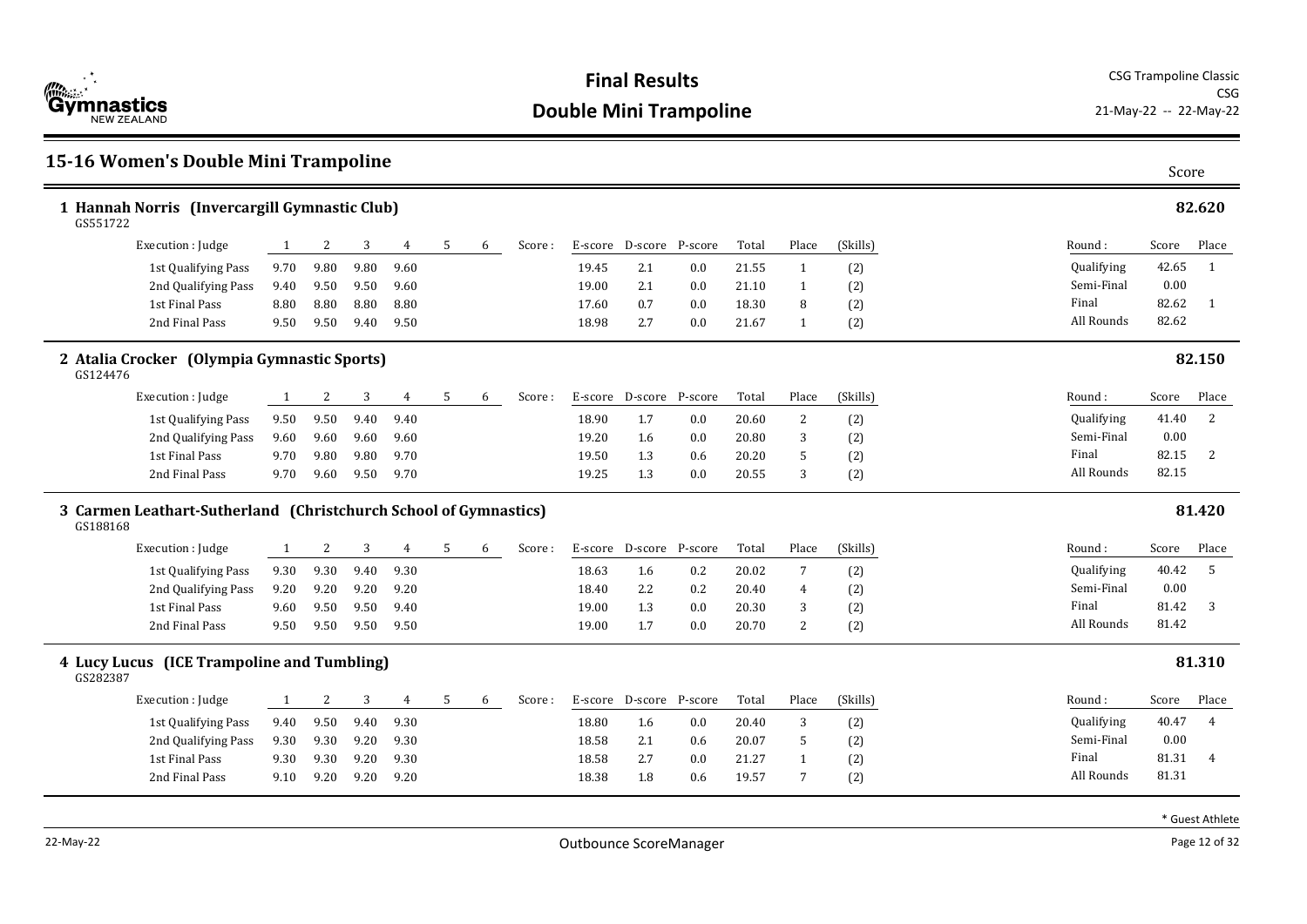# Final Results
## Double Mini Trampoline

CSG Trampoline Classic
CSG
21-May-22 -- 22-May-22

## 15-16 Women's Double Mini Trampoline

### 1 Hannah Norris (Invercargill Gymnastic Club) — 82.620

GS551722

| Execution : Judge | 1 | 2 | 3 | 4 | 5 | 6 | Score : | E-score | D-score | P-score | Total | Place | (Skills) |
|---|---|---|---|---|---|---|---|---|---|---|---|---|---|
| 1st Qualifying Pass | 9.70 | 9.80 | 9.80 | 9.60 | | | | 19.45 | 2.1 | 0.0 | 21.55 | 1 | (2) |
| 2nd Qualifying Pass | 9.40 | 9.50 | 9.50 | 9.60 | | | | 19.00 | 2.1 | 0.0 | 21.10 | 1 | (2) |
| 1st Final Pass | 8.80 | 8.80 | 8.80 | 8.80 | | | | 17.60 | 0.7 | 0.0 | 18.30 | 8 | (2) |
| 2nd Final Pass | 9.50 | 9.50 | 9.40 | 9.50 | | | | 18.98 | 2.7 | 0.0 | 21.67 | 1 | (2) |

| Round : | Score | Place |
|---|---|---|
| Qualifying | 42.65 | 1 |
| Semi-Final | 0.00 | |
| Final | 82.62 | 1 |
| All Rounds | 82.62 | |

### 2 Atalia Crocker (Olympia Gymnastic Sports) — 82.150

GS124476

| Execution : Judge | 1 | 2 | 3 | 4 | 5 | 6 | Score : | E-score | D-score | P-score | Total | Place | (Skills) |
|---|---|---|---|---|---|---|---|---|---|---|---|---|---|
| 1st Qualifying Pass | 9.50 | 9.50 | 9.40 | 9.40 | | | | 18.90 | 1.7 | 0.0 | 20.60 | 2 | (2) |
| 2nd Qualifying Pass | 9.60 | 9.60 | 9.60 | 9.60 | | | | 19.20 | 1.6 | 0.0 | 20.80 | 3 | (2) |
| 1st Final Pass | 9.70 | 9.80 | 9.80 | 9.70 | | | | 19.50 | 1.3 | 0.6 | 20.20 | 5 | (2) |
| 2nd Final Pass | 9.70 | 9.60 | 9.50 | 9.70 | | | | 19.25 | 1.3 | 0.0 | 20.55 | 3 | (2) |

| Round : | Score | Place |
|---|---|---|
| Qualifying | 41.40 | 2 |
| Semi-Final | 0.00 | |
| Final | 82.15 | 2 |
| All Rounds | 82.15 | |

### 3 Carmen Leathart-Sutherland (Christchurch School of Gymnastics) — 81.420

GS188168

| Execution : Judge | 1 | 2 | 3 | 4 | 5 | 6 | Score : | E-score | D-score | P-score | Total | Place | (Skills) |
|---|---|---|---|---|---|---|---|---|---|---|---|---|---|
| 1st Qualifying Pass | 9.30 | 9.30 | 9.40 | 9.30 | | | | 18.63 | 1.6 | 0.2 | 20.02 | 7 | (2) |
| 2nd Qualifying Pass | 9.20 | 9.20 | 9.20 | 9.20 | | | | 18.40 | 2.2 | 0.2 | 20.40 | 4 | (2) |
| 1st Final Pass | 9.60 | 9.50 | 9.50 | 9.40 | | | | 19.00 | 1.3 | 0.0 | 20.30 | 3 | (2) |
| 2nd Final Pass | 9.50 | 9.50 | 9.50 | 9.50 | | | | 19.00 | 1.7 | 0.0 | 20.70 | 2 | (2) |

| Round : | Score | Place |
|---|---|---|
| Qualifying | 40.42 | 5 |
| Semi-Final | 0.00 | |
| Final | 81.42 | 3 |
| All Rounds | 81.42 | |

### 4 Lucy Lucus (ICE Trampoline and Tumbling) — 81.310

GS282387

| Execution : Judge | 1 | 2 | 3 | 4 | 5 | 6 | Score : | E-score | D-score | P-score | Total | Place | (Skills) |
|---|---|---|---|---|---|---|---|---|---|---|---|---|---|
| 1st Qualifying Pass | 9.40 | 9.50 | 9.40 | 9.30 | | | | 18.80 | 1.6 | 0.0 | 20.40 | 3 | (2) |
| 2nd Qualifying Pass | 9.30 | 9.30 | 9.20 | 9.30 | | | | 18.58 | 2.1 | 0.6 | 20.07 | 5 | (2) |
| 1st Final Pass | 9.30 | 9.30 | 9.20 | 9.30 | | | | 18.58 | 2.7 | 0.0 | 21.27 | 1 | (2) |
| 2nd Final Pass | 9.10 | 9.20 | 9.20 | 9.20 | | | | 18.38 | 1.8 | 0.6 | 19.57 | 7 | (2) |

| Round : | Score | Place |
|---|---|---|
| Qualifying | 40.47 | 4 |
| Semi-Final | 0.00 | |
| Final | 81.31 | 4 |
| All Rounds | 81.31 | |

* Guest Athlete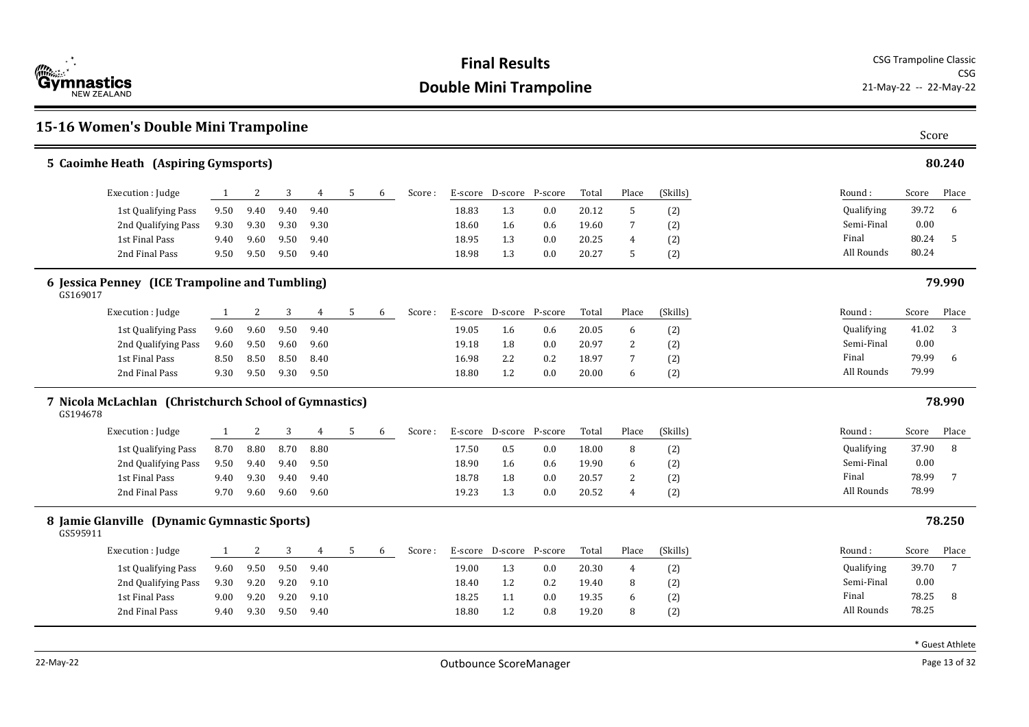# Final Results

## Double Mini Trampoline

CSG Trampoline Classic
CSG
21-May-22 -- 22-May-22

## 15-16 Women's Double Mini Trampoline

Score

### 5 Caoimhe Heath (Aspiring Gymsports) — 80.240

| Execution : Judge | 1 | 2 | 3 | 4 | 5 | 6 | Score : | E-score | D-score | P-score | Total | Place | (Skills) |
|---|---|---|---|---|---|---|---|---|---|---|---|---|---|
| 1st Qualifying Pass | 9.50 | 9.40 | 9.40 | 9.40 | | | | 18.83 | 1.3 | 0.0 | 20.12 | 5 | (2) |
| 2nd Qualifying Pass | 9.30 | 9.30 | 9.30 | 9.30 | | | | 18.60 | 1.6 | 0.6 | 19.60 | 7 | (2) |
| 1st Final Pass | 9.40 | 9.60 | 9.50 | 9.40 | | | | 18.95 | 1.3 | 0.0 | 20.25 | 4 | (2) |
| 2nd Final Pass | 9.50 | 9.50 | 9.50 | 9.40 | | | | 18.98 | 1.3 | 0.0 | 20.27 | 5 | (2) |

| Round : | Score | Place |
|---|---|---|
| Qualifying | 39.72 | 6 |
| Semi-Final | 0.00 | |
| Final | 80.24 | 5 |
| All Rounds | 80.24 | |

### 6 Jessica Penney (ICE Trampoline and Tumbling) — 79.990

GS169017

| Execution : Judge | 1 | 2 | 3 | 4 | 5 | 6 | Score : | E-score | D-score | P-score | Total | Place | (Skills) |
|---|---|---|---|---|---|---|---|---|---|---|---|---|---|
| 1st Qualifying Pass | 9.60 | 9.60 | 9.50 | 9.40 | | | | 19.05 | 1.6 | 0.6 | 20.05 | 6 | (2) |
| 2nd Qualifying Pass | 9.60 | 9.50 | 9.60 | 9.60 | | | | 19.18 | 1.8 | 0.0 | 20.97 | 2 | (2) |
| 1st Final Pass | 8.50 | 8.50 | 8.50 | 8.40 | | | | 16.98 | 2.2 | 0.2 | 18.97 | 7 | (2) |
| 2nd Final Pass | 9.30 | 9.50 | 9.30 | 9.50 | | | | 18.80 | 1.2 | 0.0 | 20.00 | 6 | (2) |

| Round : | Score | Place |
|---|---|---|
| Qualifying | 41.02 | 3 |
| Semi-Final | 0.00 | |
| Final | 79.99 | 6 |
| All Rounds | 79.99 | |

### 7 Nicola McLachlan (Christchurch School of Gymnastics) — 78.990

GS194678

| Execution : Judge | 1 | 2 | 3 | 4 | 5 | 6 | Score : | E-score | D-score | P-score | Total | Place | (Skills) |
|---|---|---|---|---|---|---|---|---|---|---|---|---|---|
| 1st Qualifying Pass | 8.70 | 8.80 | 8.70 | 8.80 | | | | 17.50 | 0.5 | 0.0 | 18.00 | 8 | (2) |
| 2nd Qualifying Pass | 9.50 | 9.40 | 9.40 | 9.50 | | | | 18.90 | 1.6 | 0.6 | 19.90 | 6 | (2) |
| 1st Final Pass | 9.40 | 9.30 | 9.40 | 9.40 | | | | 18.78 | 1.8 | 0.0 | 20.57 | 2 | (2) |
| 2nd Final Pass | 9.70 | 9.60 | 9.60 | 9.60 | | | | 19.23 | 1.3 | 0.0 | 20.52 | 4 | (2) |

| Round : | Score | Place |
|---|---|---|
| Qualifying | 37.90 | 8 |
| Semi-Final | 0.00 | |
| Final | 78.99 | 7 |
| All Rounds | 78.99 | |

### 8 Jamie Glanville (Dynamic Gymnastic Sports) — 78.250

GS595911

| Execution : Judge | 1 | 2 | 3 | 4 | 5 | 6 | Score : | E-score | D-score | P-score | Total | Place | (Skills) |
|---|---|---|---|---|---|---|---|---|---|---|---|---|---|
| 1st Qualifying Pass | 9.60 | 9.50 | 9.50 | 9.40 | | | | 19.00 | 1.3 | 0.0 | 20.30 | 4 | (2) |
| 2nd Qualifying Pass | 9.30 | 9.20 | 9.20 | 9.10 | | | | 18.40 | 1.2 | 0.2 | 19.40 | 8 | (2) |
| 1st Final Pass | 9.00 | 9.20 | 9.20 | 9.10 | | | | 18.25 | 1.1 | 0.0 | 19.35 | 6 | (2) |
| 2nd Final Pass | 9.40 | 9.30 | 9.50 | 9.40 | | | | 18.80 | 1.2 | 0.8 | 19.20 | 8 | (2) |

| Round : | Score | Place |
|---|---|---|
| Qualifying | 39.70 | 7 |
| Semi-Final | 0.00 | |
| Final | 78.25 | 8 |
| All Rounds | 78.25 | |

* Guest Athlete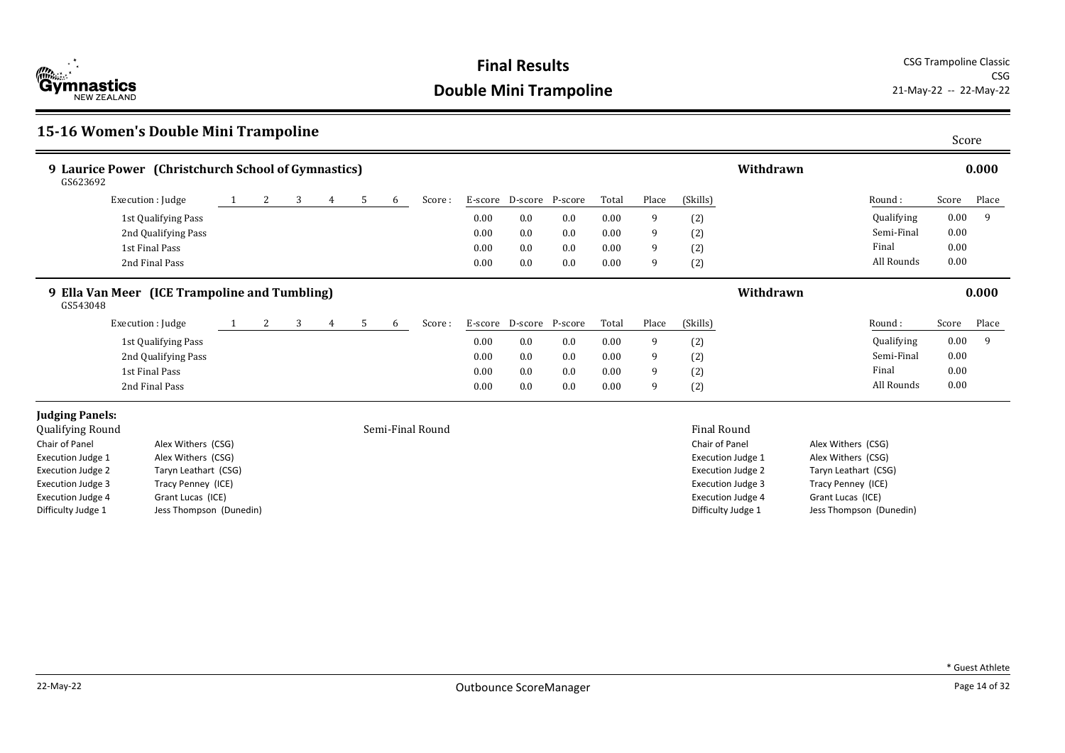# Final Results

# Double Mini Trampoline

CSG Trampoline Classic
CSG
21-May-22 -- 22-May-22

## 15-16 Women's Double Mini Trampoline

Score

### 9 Laurice Power (Christchurch School of Gymnastics) — Withdrawn — 0.000

GS623692

| Execution : Judge | 1 | 2 | 3 | 4 | 5 | 6 | Score : | E-score | D-score | P-score | Total | Place | (Skills) |
|---|---|---|---|---|---|---|---|---|---|---|---|---|---|
| 1st Qualifying Pass | | | | | | | | 0.00 | 0.0 | 0.0 | 0.00 | 9 | (2) |
| 2nd Qualifying Pass | | | | | | | | 0.00 | 0.0 | 0.0 | 0.00 | 9 | (2) |
| 1st Final Pass | | | | | | | | 0.00 | 0.0 | 0.0 | 0.00 | 9 | (2) |
| 2nd Final Pass | | | | | | | | 0.00 | 0.0 | 0.0 | 0.00 | 9 | (2) |

| Round : | Score | Place |
|---|---|---|
| Qualifying | 0.00 | 9 |
| Semi-Final | 0.00 | |
| Final | 0.00 | |
| All Rounds | 0.00 | |

### 9 Ella Van Meer (ICE Trampoline and Tumbling) — Withdrawn — 0.000

GS543048

| Execution : Judge | 1 | 2 | 3 | 4 | 5 | 6 | Score : | E-score | D-score | P-score | Total | Place | (Skills) |
|---|---|---|---|---|---|---|---|---|---|---|---|---|---|
| 1st Qualifying Pass | | | | | | | | 0.00 | 0.0 | 0.0 | 0.00 | 9 | (2) |
| 2nd Qualifying Pass | | | | | | | | 0.00 | 0.0 | 0.0 | 0.00 | 9 | (2) |
| 1st Final Pass | | | | | | | | 0.00 | 0.0 | 0.0 | 0.00 | 9 | (2) |
| 2nd Final Pass | | | | | | | | 0.00 | 0.0 | 0.0 | 0.00 | 9 | (2) |

| Round : | Score | Place |
|---|---|---|
| Qualifying | 0.00 | 9 |
| Semi-Final | 0.00 | |
| Final | 0.00 | |
| All Rounds | 0.00 | |

**Judging Panels:**

**Qualifying Round**

| Role | Judge |
|---|---|
| Chair of Panel | Alex Withers (CSG) |
| Execution Judge 1 | Alex Withers (CSG) |
| Execution Judge 2 | Taryn Leathart (CSG) |
| Execution Judge 3 | Tracy Penney (ICE) |
| Execution Judge 4 | Grant Lucas (ICE) |
| Difficulty Judge 1 | Jess Thompson (Dunedin) |

**Semi-Final Round**

**Final Round**

| Role | Judge |
|---|---|
| Chair of Panel | Alex Withers (CSG) |
| Execution Judge 1 | Alex Withers (CSG) |
| Execution Judge 2 | Taryn Leathart (CSG) |
| Execution Judge 3 | Tracy Penney (ICE) |
| Execution Judge 4 | Grant Lucas (ICE) |
| Difficulty Judge 1 | Jess Thompson (Dunedin) |

\* Guest Athlete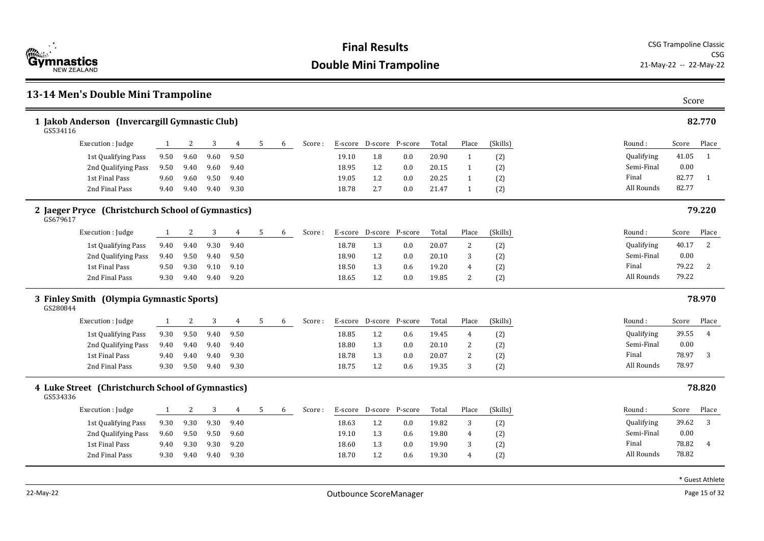# Final Results
## Double Mini Trampoline

CSG Trampoline Classic
CSG
21-May-22 -- 22-May-22

## 13-14 Men's Double Mini Trampoline

### 1 Jakob Anderson (Invercargill Gymnastic Club) — 82.770

GS534116

| Execution : Judge | 1 | 2 | 3 | 4 | 5 | 6 | Score : | E-score | D-score | P-score | Total | Place | (Skills) |
|---|---|---|---|---|---|---|---|---|---|---|---|---|---|
| 1st Qualifying Pass | 9.50 | 9.60 | 9.60 | 9.50 | | | | 19.10 | 1.8 | 0.0 | 20.90 | 1 | (2) |
| 2nd Qualifying Pass | 9.50 | 9.40 | 9.60 | 9.40 | | | | 18.95 | 1.2 | 0.0 | 20.15 | 1 | (2) |
| 1st Final Pass | 9.60 | 9.60 | 9.50 | 9.40 | | | | 19.05 | 1.2 | 0.0 | 20.25 | 1 | (2) |
| 2nd Final Pass | 9.40 | 9.40 | 9.40 | 9.30 | | | | 18.78 | 2.7 | 0.0 | 21.47 | 1 | (2) |

| Round : | Score | Place |
|---|---|---|
| Qualifying | 41.05 | 1 |
| Semi-Final | 0.00 | |
| Final | 82.77 | 1 |
| All Rounds | 82.77 | |

### 2 Jaeger Pryce (Christchurch School of Gymnastics) — 79.220

GS679617

| Execution : Judge | 1 | 2 | 3 | 4 | 5 | 6 | Score : | E-score | D-score | P-score | Total | Place | (Skills) |
|---|---|---|---|---|---|---|---|---|---|---|---|---|---|
| 1st Qualifying Pass | 9.40 | 9.40 | 9.30 | 9.40 | | | | 18.78 | 1.3 | 0.0 | 20.07 | 2 | (2) |
| 2nd Qualifying Pass | 9.40 | 9.50 | 9.40 | 9.50 | | | | 18.90 | 1.2 | 0.0 | 20.10 | 3 | (2) |
| 1st Final Pass | 9.50 | 9.30 | 9.10 | 9.10 | | | | 18.50 | 1.3 | 0.6 | 19.20 | 4 | (2) |
| 2nd Final Pass | 9.30 | 9.40 | 9.40 | 9.20 | | | | 18.65 | 1.2 | 0.0 | 19.85 | 2 | (2) |

| Round : | Score | Place |
|---|---|---|
| Qualifying | 40.17 | 2 |
| Semi-Final | 0.00 | |
| Final | 79.22 | 2 |
| All Rounds | 79.22 | |

### 3 Finley Smith (Olympia Gymnastic Sports) — 78.970

GS280844

| Execution : Judge | 1 | 2 | 3 | 4 | 5 | 6 | Score : | E-score | D-score | P-score | Total | Place | (Skills) |
|---|---|---|---|---|---|---|---|---|---|---|---|---|---|
| 1st Qualifying Pass | 9.30 | 9.50 | 9.40 | 9.50 | | | | 18.85 | 1.2 | 0.6 | 19.45 | 4 | (2) |
| 2nd Qualifying Pass | 9.40 | 9.40 | 9.40 | 9.40 | | | | 18.80 | 1.3 | 0.0 | 20.10 | 2 | (2) |
| 1st Final Pass | 9.40 | 9.40 | 9.40 | 9.30 | | | | 18.78 | 1.3 | 0.0 | 20.07 | 2 | (2) |
| 2nd Final Pass | 9.30 | 9.50 | 9.40 | 9.30 | | | | 18.75 | 1.2 | 0.6 | 19.35 | 3 | (2) |

| Round : | Score | Place |
|---|---|---|
| Qualifying | 39.55 | 4 |
| Semi-Final | 0.00 | |
| Final | 78.97 | 3 |
| All Rounds | 78.97 | |

### 4 Luke Street (Christchurch School of Gymnastics) — 78.820

GS534336

| Execution : Judge | 1 | 2 | 3 | 4 | 5 | 6 | Score : | E-score | D-score | P-score | Total | Place | (Skills) |
|---|---|---|---|---|---|---|---|---|---|---|---|---|---|
| 1st Qualifying Pass | 9.30 | 9.30 | 9.30 | 9.40 | | | | 18.63 | 1.2 | 0.0 | 19.82 | 3 | (2) |
| 2nd Qualifying Pass | 9.60 | 9.50 | 9.50 | 9.60 | | | | 19.10 | 1.3 | 0.6 | 19.80 | 4 | (2) |
| 1st Final Pass | 9.40 | 9.30 | 9.30 | 9.20 | | | | 18.60 | 1.3 | 0.0 | 19.90 | 3 | (2) |
| 2nd Final Pass | 9.30 | 9.40 | 9.40 | 9.30 | | | | 18.70 | 1.2 | 0.6 | 19.30 | 4 | (2) |

| Round : | Score | Place |
|---|---|---|
| Qualifying | 39.62 | 3 |
| Semi-Final | 0.00 | |
| Final | 78.82 | 4 |
| All Rounds | 78.82 | |

* Guest Athlete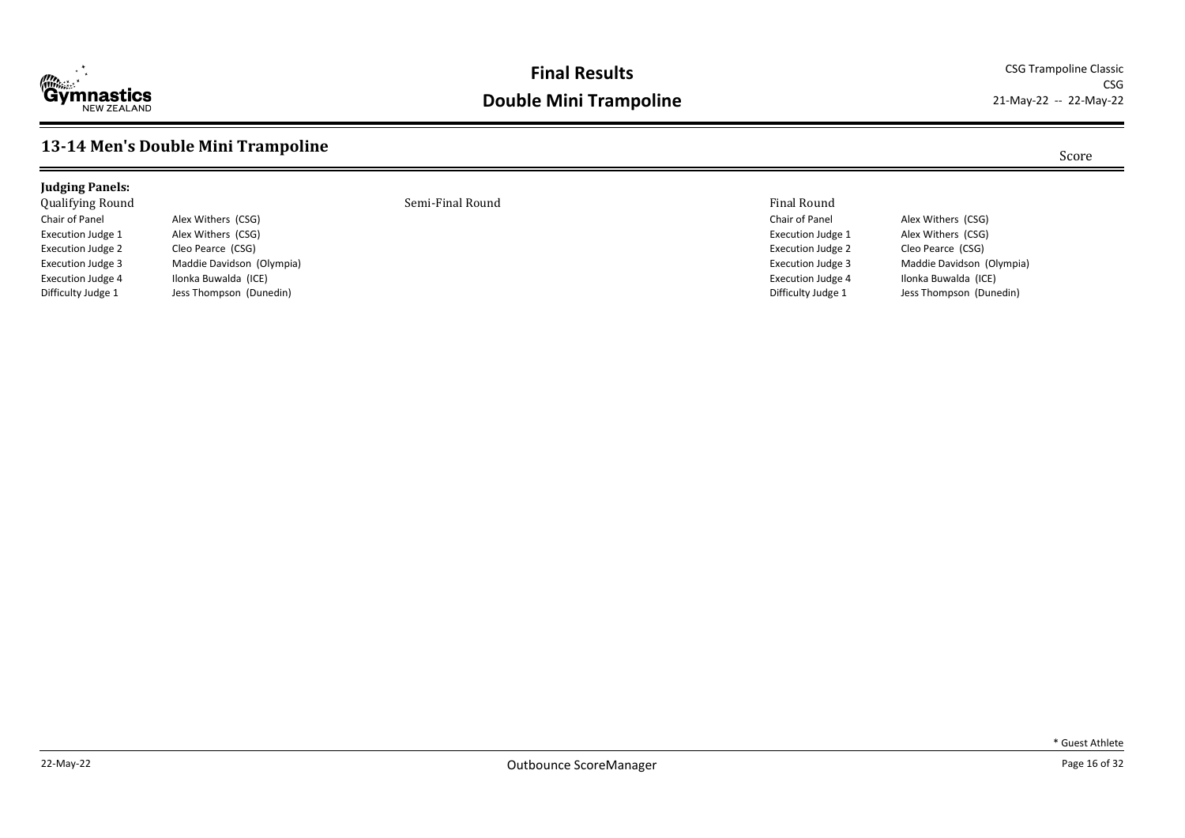# Final Results

# Double Mini Trampoline

CSG Trampoline Classic
CSG
21-May-22 -- 22-May-22

## 13-14 Men's Double Mini Trampoline

Score

**Judging Panels:**

Qualifying Round

| | |
|---|---|
| Chair of Panel | Alex Withers (CSG) |
| Execution Judge 1 | Alex Withers (CSG) |
| Execution Judge 2 | Cleo Pearce (CSG) |
| Execution Judge 3 | Maddie Davidson (Olympia) |
| Execution Judge 4 | Ilonka Buwalda (ICE) |
| Difficulty Judge 1 | Jess Thompson (Dunedin) |

Semi-Final Round

Final Round

| | |
|---|---|
| Chair of Panel | Alex Withers (CSG) |
| Execution Judge 1 | Alex Withers (CSG) |
| Execution Judge 2 | Cleo Pearce (CSG) |
| Execution Judge 3 | Maddie Davidson (Olympia) |
| Execution Judge 4 | Ilonka Buwalda (ICE) |
| Difficulty Judge 1 | Jess Thompson (Dunedin) |

* Guest Athlete

22-May-22

Outbounce ScoreManager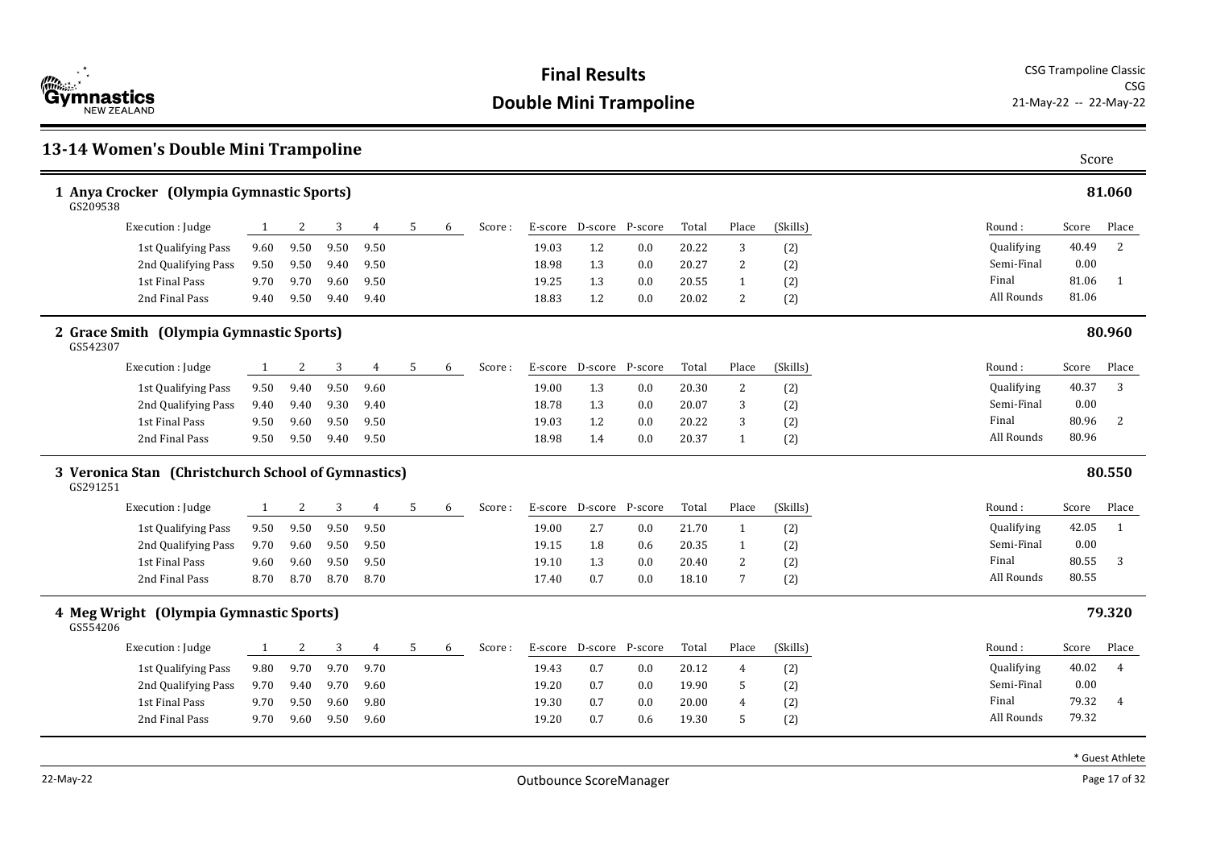# Final Results

## Double Mini Trampoline

CSG Trampoline Classic
CSG
21-May-22 -- 22-May-22

## 13-14 Women's Double Mini Trampoline

### 1 Anya Crocker (Olympia Gymnastic Sports) — 81.060

GS209538

| Execution : Judge | 1 | 2 | 3 | 4 | 5 | 6 | Score : | E-score | D-score | P-score | Total | Place | (Skills) |
|---|---|---|---|---|---|---|---|---|---|---|---|---|---|
| 1st Qualifying Pass | 9.60 | 9.50 | 9.50 | 9.50 | | | | 19.03 | 1.2 | 0.0 | 20.22 | 3 | (2) |
| 2nd Qualifying Pass | 9.50 | 9.50 | 9.40 | 9.50 | | | | 18.98 | 1.3 | 0.0 | 20.27 | 2 | (2) |
| 1st Final Pass | 9.70 | 9.70 | 9.60 | 9.50 | | | | 19.25 | 1.3 | 0.0 | 20.55 | 1 | (2) |
| 2nd Final Pass | 9.40 | 9.50 | 9.40 | 9.40 | | | | 18.83 | 1.2 | 0.0 | 20.02 | 2 | (2) |

| Round : | Score | Place |
|---|---|---|
| Qualifying | 40.49 | 2 |
| Semi-Final | 0.00 | |
| Final | 81.06 | 1 |
| All Rounds | 81.06 | |

### 2 Grace Smith (Olympia Gymnastic Sports) — 80.960

GS542307

| Execution : Judge | 1 | 2 | 3 | 4 | 5 | 6 | Score : | E-score | D-score | P-score | Total | Place | (Skills) |
|---|---|---|---|---|---|---|---|---|---|---|---|---|---|
| 1st Qualifying Pass | 9.50 | 9.40 | 9.50 | 9.60 | | | | 19.00 | 1.3 | 0.0 | 20.30 | 2 | (2) |
| 2nd Qualifying Pass | 9.40 | 9.40 | 9.30 | 9.40 | | | | 18.78 | 1.3 | 0.0 | 20.07 | 3 | (2) |
| 1st Final Pass | 9.50 | 9.60 | 9.50 | 9.50 | | | | 19.03 | 1.2 | 0.0 | 20.22 | 3 | (2) |
| 2nd Final Pass | 9.50 | 9.50 | 9.40 | 9.50 | | | | 18.98 | 1.4 | 0.0 | 20.37 | 1 | (2) |

| Round : | Score | Place |
|---|---|---|
| Qualifying | 40.37 | 3 |
| Semi-Final | 0.00 | |
| Final | 80.96 | 2 |
| All Rounds | 80.96 | |

### 3 Veronica Stan (Christchurch School of Gymnastics) — 80.550

GS291251

| Execution : Judge | 1 | 2 | 3 | 4 | 5 | 6 | Score : | E-score | D-score | P-score | Total | Place | (Skills) |
|---|---|---|---|---|---|---|---|---|---|---|---|---|---|
| 1st Qualifying Pass | 9.50 | 9.50 | 9.50 | 9.50 | | | | 19.00 | 2.7 | 0.0 | 21.70 | 1 | (2) |
| 2nd Qualifying Pass | 9.70 | 9.60 | 9.50 | 9.50 | | | | 19.15 | 1.8 | 0.6 | 20.35 | 1 | (2) |
| 1st Final Pass | 9.60 | 9.60 | 9.50 | 9.50 | | | | 19.10 | 1.3 | 0.0 | 20.40 | 2 | (2) |
| 2nd Final Pass | 8.70 | 8.70 | 8.70 | 8.70 | | | | 17.40 | 0.7 | 0.0 | 18.10 | 7 | (2) |

| Round : | Score | Place |
|---|---|---|
| Qualifying | 42.05 | 1 |
| Semi-Final | 0.00 | |
| Final | 80.55 | 3 |
| All Rounds | 80.55 | |

### 4 Meg Wright (Olympia Gymnastic Sports) — 79.320

GS554206

| Execution : Judge | 1 | 2 | 3 | 4 | 5 | 6 | Score : | E-score | D-score | P-score | Total | Place | (Skills) |
|---|---|---|---|---|---|---|---|---|---|---|---|---|---|
| 1st Qualifying Pass | 9.80 | 9.70 | 9.70 | 9.70 | | | | 19.43 | 0.7 | 0.0 | 20.12 | 4 | (2) |
| 2nd Qualifying Pass | 9.70 | 9.40 | 9.70 | 9.60 | | | | 19.20 | 0.7 | 0.0 | 19.90 | 5 | (2) |
| 1st Final Pass | 9.70 | 9.50 | 9.60 | 9.80 | | | | 19.30 | 0.7 | 0.0 | 20.00 | 4 | (2) |
| 2nd Final Pass | 9.70 | 9.60 | 9.50 | 9.60 | | | | 19.20 | 0.7 | 0.6 | 19.30 | 5 | (2) |

| Round : | Score | Place |
|---|---|---|
| Qualifying | 40.02 | 4 |
| Semi-Final | 0.00 | |
| Final | 79.32 | 4 |
| All Rounds | 79.32 | |

* Guest Athlete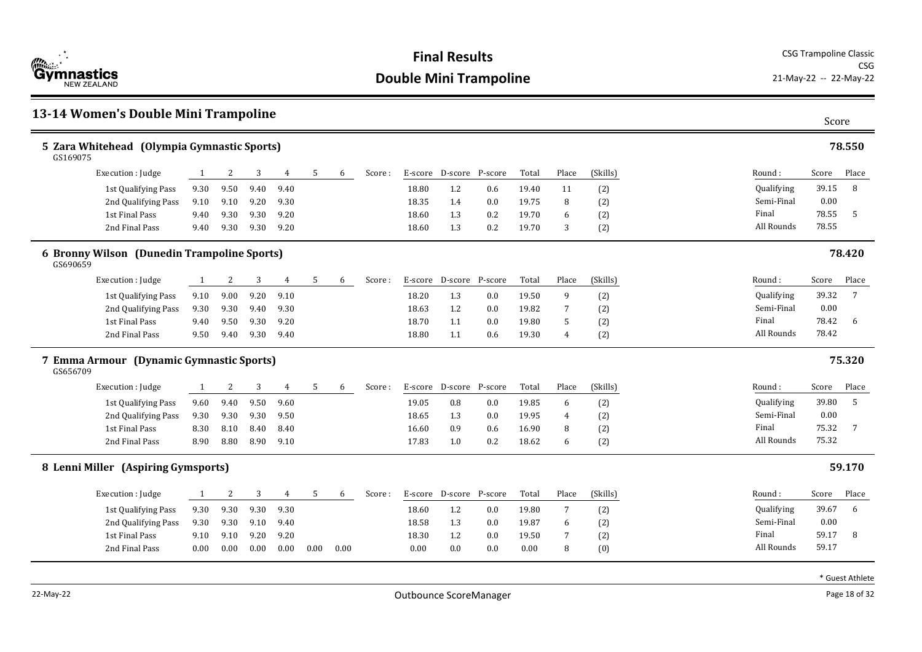# Final Results

## Double Mini Trampoline

CSG Trampoline Classic
CSG
21-May-22 -- 22-May-22

## 13-14 Women's Double Mini Trampoline

Score

### 5 Zara Whitehead (Olympia Gymnastic Sports) — 78.550

GS169075

| Execution : Judge | 1 | 2 | 3 | 4 | 5 | 6 | Score : | E-score | D-score | P-score | Total | Place | (Skills) |
|---|---|---|---|---|---|---|---|---|---|---|---|---|---|
| 1st Qualifying Pass | 9.30 | 9.50 | 9.40 | 9.40 | | | | 18.80 | 1.2 | 0.6 | 19.40 | 11 | (2) |
| 2nd Qualifying Pass | 9.10 | 9.10 | 9.20 | 9.30 | | | | 18.35 | 1.4 | 0.0 | 19.75 | 8 | (2) |
| 1st Final Pass | 9.40 | 9.30 | 9.30 | 9.20 | | | | 18.60 | 1.3 | 0.2 | 19.70 | 6 | (2) |
| 2nd Final Pass | 9.40 | 9.30 | 9.30 | 9.20 | | | | 18.60 | 1.3 | 0.2 | 19.70 | 3 | (2) |

| Round : | Score | Place |
|---|---|---|
| Qualifying | 39.15 | 8 |
| Semi-Final | 0.00 | |
| Final | 78.55 | 5 |
| All Rounds | 78.55 | |

### 6 Bronny Wilson (Dunedin Trampoline Sports) — 78.420

GS690659

| Execution : Judge | 1 | 2 | 3 | 4 | 5 | 6 | Score : | E-score | D-score | P-score | Total | Place | (Skills) |
|---|---|---|---|---|---|---|---|---|---|---|---|---|---|
| 1st Qualifying Pass | 9.10 | 9.00 | 9.20 | 9.10 | | | | 18.20 | 1.3 | 0.0 | 19.50 | 9 | (2) |
| 2nd Qualifying Pass | 9.30 | 9.30 | 9.40 | 9.30 | | | | 18.63 | 1.2 | 0.0 | 19.82 | 7 | (2) |
| 1st Final Pass | 9.40 | 9.50 | 9.30 | 9.20 | | | | 18.70 | 1.1 | 0.0 | 19.80 | 5 | (2) |
| 2nd Final Pass | 9.50 | 9.40 | 9.30 | 9.40 | | | | 18.80 | 1.1 | 0.6 | 19.30 | 4 | (2) |

| Round : | Score | Place |
|---|---|---|
| Qualifying | 39.32 | 7 |
| Semi-Final | 0.00 | |
| Final | 78.42 | 6 |
| All Rounds | 78.42 | |

### 7 Emma Armour (Dynamic Gymnastic Sports) — 75.320

GS656709

| Execution : Judge | 1 | 2 | 3 | 4 | 5 | 6 | Score : | E-score | D-score | P-score | Total | Place | (Skills) |
|---|---|---|---|---|---|---|---|---|---|---|---|---|---|
| 1st Qualifying Pass | 9.60 | 9.40 | 9.50 | 9.60 | | | | 19.05 | 0.8 | 0.0 | 19.85 | 6 | (2) |
| 2nd Qualifying Pass | 9.30 | 9.30 | 9.30 | 9.50 | | | | 18.65 | 1.3 | 0.0 | 19.95 | 4 | (2) |
| 1st Final Pass | 8.30 | 8.10 | 8.40 | 8.40 | | | | 16.60 | 0.9 | 0.6 | 16.90 | 8 | (2) |
| 2nd Final Pass | 8.90 | 8.80 | 8.90 | 9.10 | | | | 17.83 | 1.0 | 0.2 | 18.62 | 6 | (2) |

| Round : | Score | Place |
|---|---|---|
| Qualifying | 39.80 | 5 |
| Semi-Final | 0.00 | |
| Final | 75.32 | 7 |
| All Rounds | 75.32 | |

### 8 Lenni Miller (Aspiring Gymsports) — 59.170

| Execution : Judge | 1 | 2 | 3 | 4 | 5 | 6 | Score : | E-score | D-score | P-score | Total | Place | (Skills) |
|---|---|---|---|---|---|---|---|---|---|---|---|---|---|
| 1st Qualifying Pass | 9.30 | 9.30 | 9.30 | 9.30 | | | | 18.60 | 1.2 | 0.0 | 19.80 | 7 | (2) |
| 2nd Qualifying Pass | 9.30 | 9.30 | 9.10 | 9.40 | | | | 18.58 | 1.3 | 0.0 | 19.87 | 6 | (2) |
| 1st Final Pass | 9.10 | 9.10 | 9.20 | 9.20 | | | | 18.30 | 1.2 | 0.0 | 19.50 | 7 | (2) |
| 2nd Final Pass | 0.00 | 0.00 | 0.00 | 0.00 | 0.00 | 0.00 | | 0.00 | 0.0 | 0.0 | 0.00 | 8 | (0) |

| Round : | Score | Place |
|---|---|---|
| Qualifying | 39.67 | 6 |
| Semi-Final | 0.00 | |
| Final | 59.17 | 8 |
| All Rounds | 59.17 | |

* Guest Athlete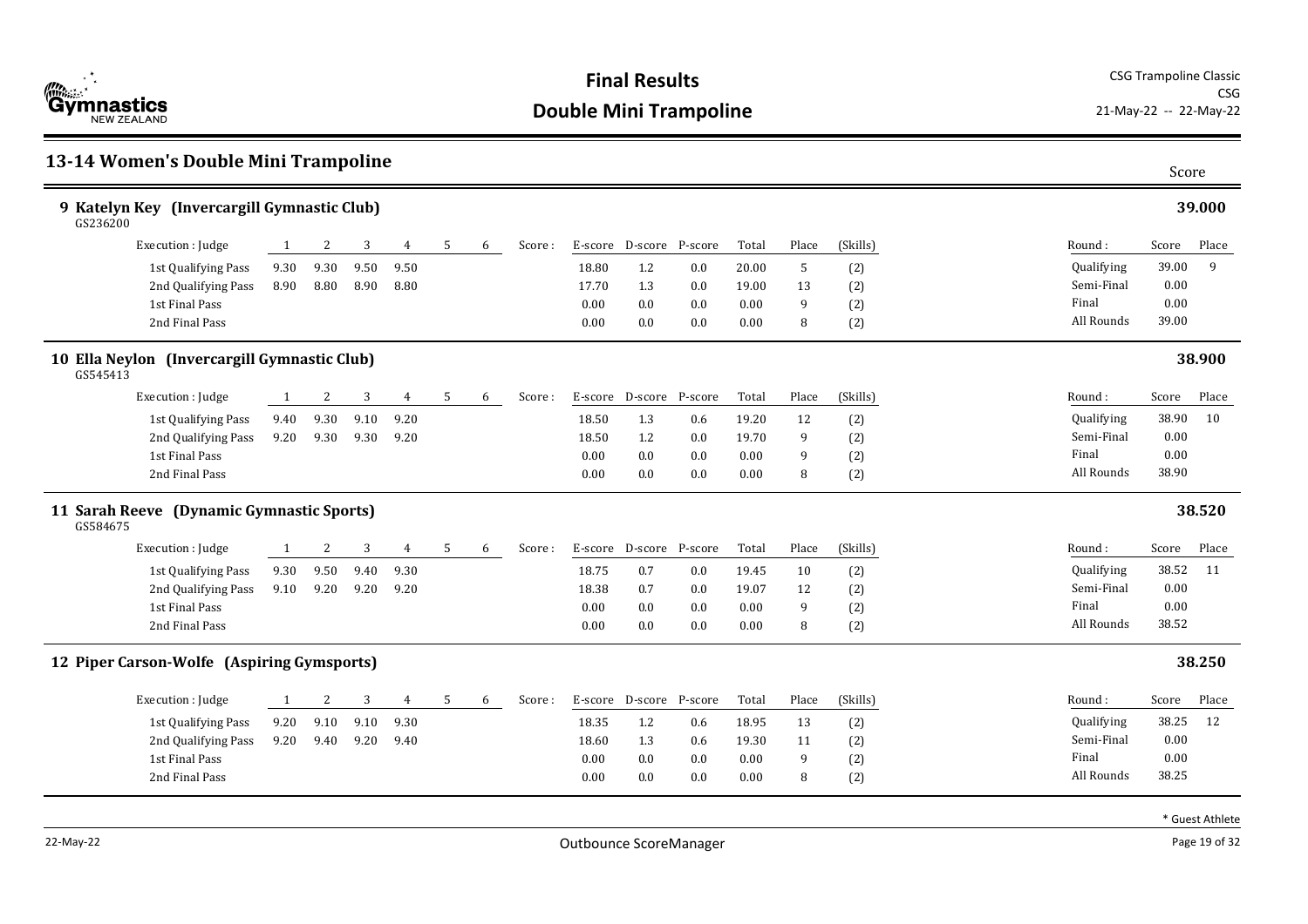# Final Results

## Double Mini Trampoline

CSG Trampoline Classic
CSG
21-May-22 -- 22-May-22

## 13-14 Women's Double Mini Trampoline

Score

### 9 Katelyn Key (Invercargill Gymnastic Club) — 39.000

GS236200

| Execution : Judge | 1 | 2 | 3 | 4 | 5 | 6 | Score : | E-score | D-score | P-score | Total | Place | (Skills) |
|---|---|---|---|---|---|---|---|---|---|---|---|---|---|
| 1st Qualifying Pass | 9.30 | 9.30 | 9.50 | 9.50 | | | | 18.80 | 1.2 | 0.0 | 20.00 | 5 | (2) |
| 2nd Qualifying Pass | 8.90 | 8.80 | 8.90 | 8.80 | | | | 17.70 | 1.3 | 0.0 | 19.00 | 13 | (2) |
| 1st Final Pass | | | | | | | | 0.00 | 0.0 | 0.0 | 0.00 | 9 | (2) |
| 2nd Final Pass | | | | | | | | 0.00 | 0.0 | 0.0 | 0.00 | 8 | (2) |

| Round : | Score | Place |
|---|---|---|
| Qualifying | 39.00 | 9 |
| Semi-Final | 0.00 | |
| Final | 0.00 | |
| All Rounds | 39.00 | |

### 10 Ella Neylon (Invercargill Gymnastic Club) — 38.900

GS545413

| Execution : Judge | 1 | 2 | 3 | 4 | 5 | 6 | Score : | E-score | D-score | P-score | Total | Place | (Skills) |
|---|---|---|---|---|---|---|---|---|---|---|---|---|---|
| 1st Qualifying Pass | 9.40 | 9.30 | 9.10 | 9.20 | | | | 18.50 | 1.3 | 0.6 | 19.20 | 12 | (2) |
| 2nd Qualifying Pass | 9.20 | 9.30 | 9.30 | 9.20 | | | | 18.50 | 1.2 | 0.0 | 19.70 | 9 | (2) |
| 1st Final Pass | | | | | | | | 0.00 | 0.0 | 0.0 | 0.00 | 9 | (2) |
| 2nd Final Pass | | | | | | | | 0.00 | 0.0 | 0.0 | 0.00 | 8 | (2) |

| Round : | Score | Place |
|---|---|---|
| Qualifying | 38.90 | 10 |
| Semi-Final | 0.00 | |
| Final | 0.00 | |
| All Rounds | 38.90 | |

### 11 Sarah Reeve (Dynamic Gymnastic Sports) — 38.520

GS584675

| Execution : Judge | 1 | 2 | 3 | 4 | 5 | 6 | Score : | E-score | D-score | P-score | Total | Place | (Skills) |
|---|---|---|---|---|---|---|---|---|---|---|---|---|---|
| 1st Qualifying Pass | 9.30 | 9.50 | 9.40 | 9.30 | | | | 18.75 | 0.7 | 0.0 | 19.45 | 10 | (2) |
| 2nd Qualifying Pass | 9.10 | 9.20 | 9.20 | 9.20 | | | | 18.38 | 0.7 | 0.0 | 19.07 | 12 | (2) |
| 1st Final Pass | | | | | | | | 0.00 | 0.0 | 0.0 | 0.00 | 9 | (2) |
| 2nd Final Pass | | | | | | | | 0.00 | 0.0 | 0.0 | 0.00 | 8 | (2) |

| Round : | Score | Place |
|---|---|---|
| Qualifying | 38.52 | 11 |
| Semi-Final | 0.00 | |
| Final | 0.00 | |
| All Rounds | 38.52 | |

### 12 Piper Carson-Wolfe (Aspiring Gymsports) — 38.250

| Execution : Judge | 1 | 2 | 3 | 4 | 5 | 6 | Score : | E-score | D-score | P-score | Total | Place | (Skills) |
|---|---|---|---|---|---|---|---|---|---|---|---|---|---|
| 1st Qualifying Pass | 9.20 | 9.10 | 9.10 | 9.30 | | | | 18.35 | 1.2 | 0.6 | 18.95 | 13 | (2) |
| 2nd Qualifying Pass | 9.20 | 9.40 | 9.20 | 9.40 | | | | 18.60 | 1.3 | 0.6 | 19.30 | 11 | (2) |
| 1st Final Pass | | | | | | | | 0.00 | 0.0 | 0.0 | 0.00 | 9 | (2) |
| 2nd Final Pass | | | | | | | | 0.00 | 0.0 | 0.0 | 0.00 | 8 | (2) |

| Round : | Score | Place |
|---|---|---|
| Qualifying | 38.25 | 12 |
| Semi-Final | 0.00 | |
| Final | 0.00 | |
| All Rounds | 38.25 | |

* Guest Athlete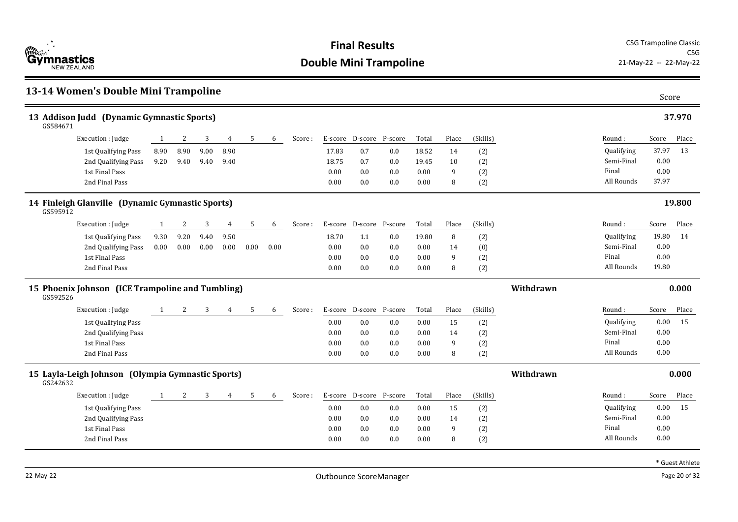# Final Results

## Double Mini Trampoline

CSG Trampoline Classic
CSG
21-May-22 -- 22-May-22

## 13-14 Women's Double Mini Trampoline

Score

### 13 Addison Judd (Dynamic Gymnastic Sports) — 37.970

GS584671

| Execution : Judge | 1 | 2 | 3 | 4 | 5 | 6 | Score : | E-score | D-score | P-score | Total | Place | (Skills) |
|---|---|---|---|---|---|---|---|---|---|---|---|---|---|
| 1st Qualifying Pass | 8.90 | 8.90 | 9.00 | 8.90 | | | | 17.83 | 0.7 | 0.0 | 18.52 | 14 | (2) |
| 2nd Qualifying Pass | 9.20 | 9.40 | 9.40 | 9.40 | | | | 18.75 | 0.7 | 0.0 | 19.45 | 10 | (2) |
| 1st Final Pass | | | | | | | | 0.00 | 0.0 | 0.0 | 0.00 | 9 | (2) |
| 2nd Final Pass | | | | | | | | 0.00 | 0.0 | 0.0 | 0.00 | 8 | (2) |

| Round : | Score | Place |
|---|---|---|
| Qualifying | 37.97 | 13 |
| Semi-Final | 0.00 | |
| Final | 0.00 | |
| All Rounds | 37.97 | |

### 14 Finleigh Glanville (Dynamic Gymnastic Sports) — 19.800

GS595912

| Execution : Judge | 1 | 2 | 3 | 4 | 5 | 6 | Score : | E-score | D-score | P-score | Total | Place | (Skills) |
|---|---|---|---|---|---|---|---|---|---|---|---|---|---|
| 1st Qualifying Pass | 9.30 | 9.20 | 9.40 | 9.50 | | | | 18.70 | 1.1 | 0.0 | 19.80 | 8 | (2) |
| 2nd Qualifying Pass | 0.00 | 0.00 | 0.00 | 0.00 | 0.00 | 0.00 | | 0.00 | 0.0 | 0.0 | 0.00 | 14 | (0) |
| 1st Final Pass | | | | | | | | 0.00 | 0.0 | 0.0 | 0.00 | 9 | (2) |
| 2nd Final Pass | | | | | | | | 0.00 | 0.0 | 0.0 | 0.00 | 8 | (2) |

| Round : | Score | Place |
|---|---|---|
| Qualifying | 19.80 | 14 |
| Semi-Final | 0.00 | |
| Final | 0.00 | |
| All Rounds | 19.80 | |

### 15 Phoenix Johnson (ICE Trampoline and Tumbling) — Withdrawn — 0.000

GS592526

| Execution : Judge | 1 | 2 | 3 | 4 | 5 | 6 | Score : | E-score | D-score | P-score | Total | Place | (Skills) |
|---|---|---|---|---|---|---|---|---|---|---|---|---|---|
| 1st Qualifying Pass | | | | | | | | 0.00 | 0.0 | 0.0 | 0.00 | 15 | (2) |
| 2nd Qualifying Pass | | | | | | | | 0.00 | 0.0 | 0.0 | 0.00 | 14 | (2) |
| 1st Final Pass | | | | | | | | 0.00 | 0.0 | 0.0 | 0.00 | 9 | (2) |
| 2nd Final Pass | | | | | | | | 0.00 | 0.0 | 0.0 | 0.00 | 8 | (2) |

| Round : | Score | Place |
|---|---|---|
| Qualifying | 0.00 | 15 |
| Semi-Final | 0.00 | |
| Final | 0.00 | |
| All Rounds | 0.00 | |

### 15 Layla-Leigh Johnson (Olympia Gymnastic Sports) — Withdrawn — 0.000

GS242632

| Execution : Judge | 1 | 2 | 3 | 4 | 5 | 6 | Score : | E-score | D-score | P-score | Total | Place | (Skills) |
|---|---|---|---|---|---|---|---|---|---|---|---|---|---|
| 1st Qualifying Pass | | | | | | | | 0.00 | 0.0 | 0.0 | 0.00 | 15 | (2) |
| 2nd Qualifying Pass | | | | | | | | 0.00 | 0.0 | 0.0 | 0.00 | 14 | (2) |
| 1st Final Pass | | | | | | | | 0.00 | 0.0 | 0.0 | 0.00 | 9 | (2) |
| 2nd Final Pass | | | | | | | | 0.00 | 0.0 | 0.0 | 0.00 | 8 | (2) |

| Round : | Score | Place |
|---|---|---|
| Qualifying | 0.00 | 15 |
| Semi-Final | 0.00 | |
| Final | 0.00 | |
| All Rounds | 0.00 | |

* Guest Athlete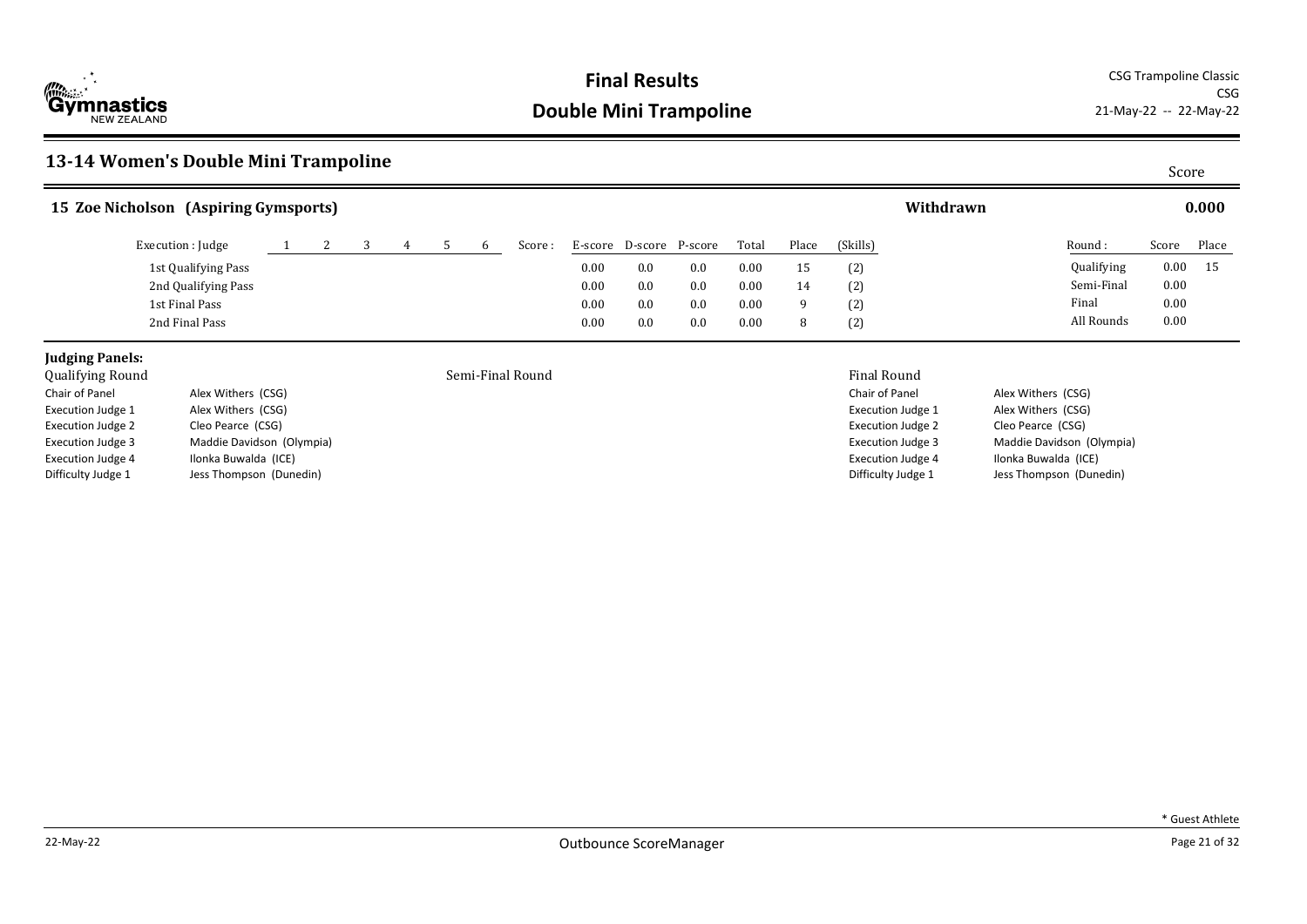# Final Results

## Double Mini Trampoline

CSG Trampoline Classic
CSG
21-May-22 -- 22-May-22

## 13-14 Women's Double Mini Trampoline

Score

### 15 Zoe Nicholson (Aspiring Gymsports) — Withdrawn — 0.000

| Execution : Judge | 1 | 2 | 3 | 4 | 5 | 6 | Score : | E-score | D-score | P-score | Total | Place | (Skills) |
|---|---|---|---|---|---|---|---|---|---|---|---|---|---|
| 1st Qualifying Pass | | | | | | | | 0.00 | 0.0 | 0.0 | 0.00 | 15 | (2) |
| 2nd Qualifying Pass | | | | | | | | 0.00 | 0.0 | 0.0 | 0.00 | 14 | (2) |
| 1st Final Pass | | | | | | | | 0.00 | 0.0 | 0.0 | 0.00 | 9 | (2) |
| 2nd Final Pass | | | | | | | | 0.00 | 0.0 | 0.0 | 0.00 | 8 | (2) |

| Round : | Score | Place |
|---|---|---|
| Qualifying | 0.00 | 15 |
| Semi-Final | 0.00 | |
| Final | 0.00 | |
| All Rounds | 0.00 | |

**Judging Panels:**

Qualifying Round

| | |
|---|---|
| Chair of Panel | Alex Withers (CSG) |
| Execution Judge 1 | Alex Withers (CSG) |
| Execution Judge 2 | Cleo Pearce (CSG) |
| Execution Judge 3 | Maddie Davidson (Olympia) |
| Execution Judge 4 | Ilonka Buwalda (ICE) |
| Difficulty Judge 1 | Jess Thompson (Dunedin) |

Semi-Final Round

Final Round

| | |
|---|---|
| Chair of Panel | Alex Withers (CSG) |
| Execution Judge 1 | Alex Withers (CSG) |
| Execution Judge 2 | Cleo Pearce (CSG) |
| Execution Judge 3 | Maddie Davidson (Olympia) |
| Execution Judge 4 | Ilonka Buwalda (ICE) |
| Difficulty Judge 1 | Jess Thompson (Dunedin) |

* Guest Athlete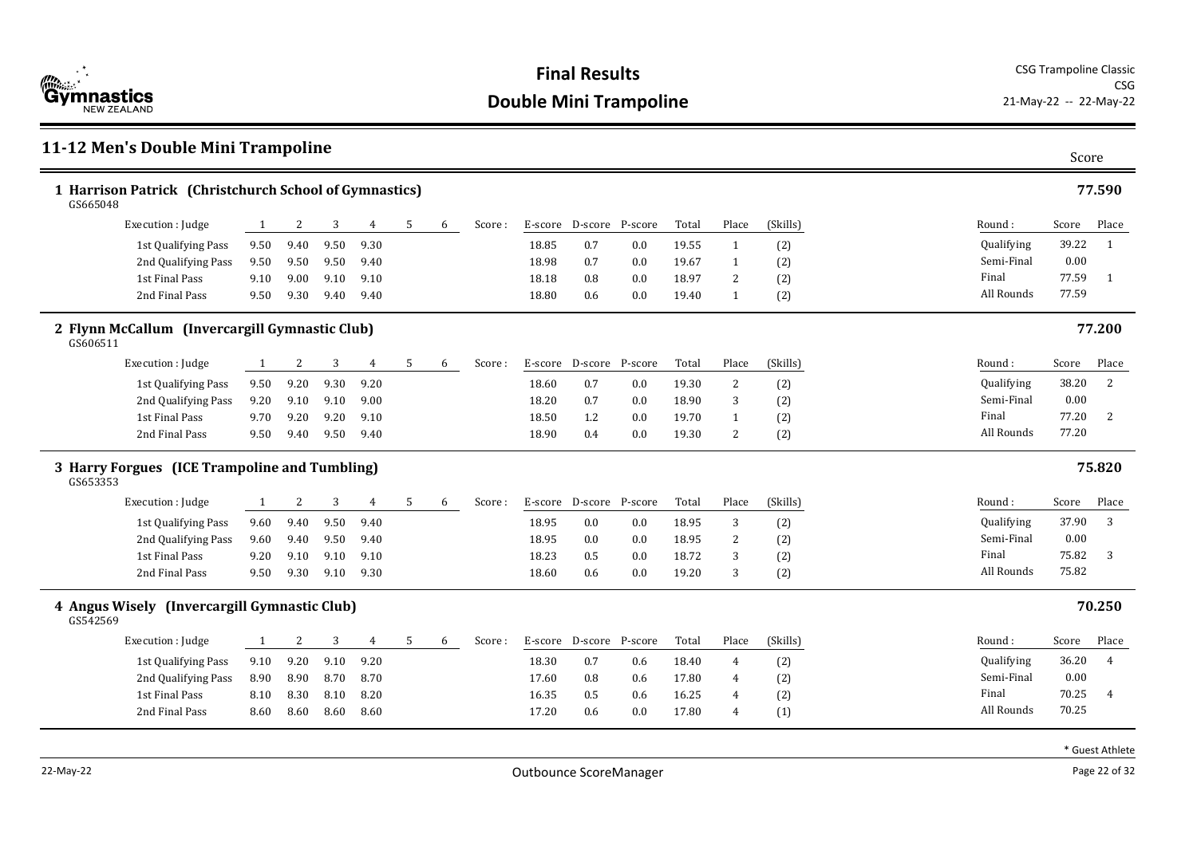# Final Results

## Double Mini Trampoline

CSG Trampoline Classic
CSG
21-May-22 -- 22-May-22

## 11-12 Men's Double Mini Trampoline

Score

### 1 Harrison Patrick (Christchurch School of Gymnastics) — 77.590

GS665048

| Execution : Judge | 1 | 2 | 3 | 4 | 5 | 6 | Score : | E-score | D-score | P-score | Total | Place | (Skills) |
|---|---|---|---|---|---|---|---|---|---|---|---|---|---|
| 1st Qualifying Pass | 9.50 | 9.40 | 9.50 | 9.30 | | | | 18.85 | 0.7 | 0.0 | 19.55 | 1 | (2) |
| 2nd Qualifying Pass | 9.50 | 9.50 | 9.50 | 9.40 | | | | 18.98 | 0.7 | 0.0 | 19.67 | 1 | (2) |
| 1st Final Pass | 9.10 | 9.00 | 9.10 | 9.10 | | | | 18.18 | 0.8 | 0.0 | 18.97 | 2 | (2) |
| 2nd Final Pass | 9.50 | 9.30 | 9.40 | 9.40 | | | | 18.80 | 0.6 | 0.0 | 19.40 | 1 | (2) |

| Round : | Score | Place |
|---|---|---|
| Qualifying | 39.22 | 1 |
| Semi-Final | 0.00 | |
| Final | 77.59 | 1 |
| All Rounds | 77.59 | |

### 2 Flynn McCallum (Invercargill Gymnastic Club) — 77.200

GS606511

| Execution : Judge | 1 | 2 | 3 | 4 | 5 | 6 | Score : | E-score | D-score | P-score | Total | Place | (Skills) |
|---|---|---|---|---|---|---|---|---|---|---|---|---|---|
| 1st Qualifying Pass | 9.50 | 9.20 | 9.30 | 9.20 | | | | 18.60 | 0.7 | 0.0 | 19.30 | 2 | (2) |
| 2nd Qualifying Pass | 9.20 | 9.10 | 9.10 | 9.00 | | | | 18.20 | 0.7 | 0.0 | 18.90 | 3 | (2) |
| 1st Final Pass | 9.70 | 9.20 | 9.20 | 9.10 | | | | 18.50 | 1.2 | 0.0 | 19.70 | 1 | (2) |
| 2nd Final Pass | 9.50 | 9.40 | 9.50 | 9.40 | | | | 18.90 | 0.4 | 0.0 | 19.30 | 2 | (2) |

| Round : | Score | Place |
|---|---|---|
| Qualifying | 38.20 | 2 |
| Semi-Final | 0.00 | |
| Final | 77.20 | 2 |
| All Rounds | 77.20 | |

### 3 Harry Forgues (ICE Trampoline and Tumbling) — 75.820

GS653353

| Execution : Judge | 1 | 2 | 3 | 4 | 5 | 6 | Score : | E-score | D-score | P-score | Total | Place | (Skills) |
|---|---|---|---|---|---|---|---|---|---|---|---|---|---|
| 1st Qualifying Pass | 9.60 | 9.40 | 9.50 | 9.40 | | | | 18.95 | 0.0 | 0.0 | 18.95 | 3 | (2) |
| 2nd Qualifying Pass | 9.60 | 9.40 | 9.50 | 9.40 | | | | 18.95 | 0.0 | 0.0 | 18.95 | 2 | (2) |
| 1st Final Pass | 9.20 | 9.10 | 9.10 | 9.10 | | | | 18.23 | 0.5 | 0.0 | 18.72 | 3 | (2) |
| 2nd Final Pass | 9.50 | 9.30 | 9.10 | 9.30 | | | | 18.60 | 0.6 | 0.0 | 19.20 | 3 | (2) |

| Round : | Score | Place |
|---|---|---|
| Qualifying | 37.90 | 3 |
| Semi-Final | 0.00 | |
| Final | 75.82 | 3 |
| All Rounds | 75.82 | |

### 4 Angus Wisely (Invercargill Gymnastic Club) — 70.250

GS542569

| Execution : Judge | 1 | 2 | 3 | 4 | 5 | 6 | Score : | E-score | D-score | P-score | Total | Place | (Skills) |
|---|---|---|---|---|---|---|---|---|---|---|---|---|---|
| 1st Qualifying Pass | 9.10 | 9.20 | 9.10 | 9.20 | | | | 18.30 | 0.7 | 0.6 | 18.40 | 4 | (2) |
| 2nd Qualifying Pass | 8.90 | 8.90 | 8.70 | 8.70 | | | | 17.60 | 0.8 | 0.6 | 17.80 | 4 | (2) |
| 1st Final Pass | 8.10 | 8.30 | 8.10 | 8.20 | | | | 16.35 | 0.5 | 0.6 | 16.25 | 4 | (2) |
| 2nd Final Pass | 8.60 | 8.60 | 8.60 | 8.60 | | | | 17.20 | 0.6 | 0.0 | 17.80 | 4 | (1) |

| Round : | Score | Place |
|---|---|---|
| Qualifying | 36.20 | 4 |
| Semi-Final | 0.00 | |
| Final | 70.25 | 4 |
| All Rounds | 70.25 | |

* Guest Athlete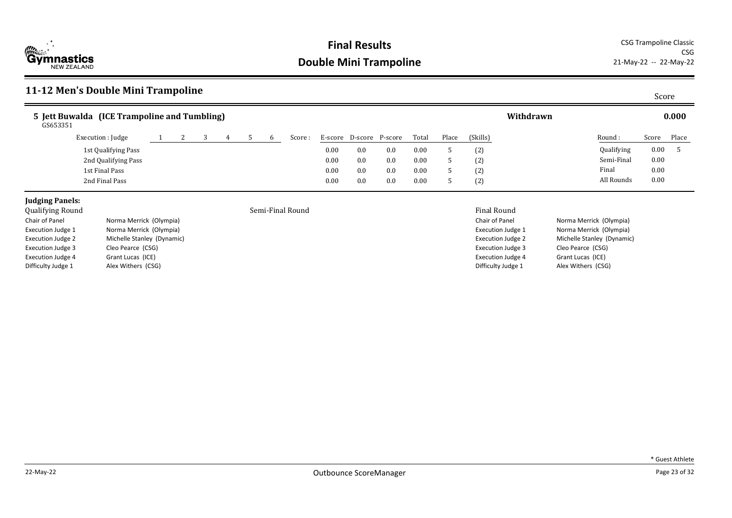# Final Results

## Double Mini Trampoline

CSG Trampoline Classic
CSG
21-May-22 -- 22-May-22

## 11-12 Men's Double Mini Trampoline

Score

### 5 Jett Buwalda (ICE Trampoline and Tumbling) — Withdrawn — 0.000

GS653351

| Execution : Judge | 1 | 2 | 3 | 4 | 5 | 6 | Score : | E-score | D-score | P-score | Total | Place | (Skills) |
|---|---|---|---|---|---|---|---|---|---|---|---|---|---|
| 1st Qualifying Pass | | | | | | | | 0.00 | 0.0 | 0.0 | 0.00 | 5 | (2) |
| 2nd Qualifying Pass | | | | | | | | 0.00 | 0.0 | 0.0 | 0.00 | 5 | (2) |
| 1st Final Pass | | | | | | | | 0.00 | 0.0 | 0.0 | 0.00 | 5 | (2) |
| 2nd Final Pass | | | | | | | | 0.00 | 0.0 | 0.0 | 0.00 | 5 | (2) |

| Round : | Score | Place |
|---|---|---|
| Qualifying | 0.00 | 5 |
| Semi-Final | 0.00 | |
| Final | 0.00 | |
| All Rounds | 0.00 | |

**Judging Panels:**

Qualifying Round

| | |
|---|---|
| Chair of Panel | Norma Merrick (Olympia) |
| Execution Judge 1 | Norma Merrick (Olympia) |
| Execution Judge 2 | Michelle Stanley (Dynamic) |
| Execution Judge 3 | Cleo Pearce (CSG) |
| Execution Judge 4 | Grant Lucas (ICE) |
| Difficulty Judge 1 | Alex Withers (CSG) |

Semi-Final Round

Final Round

| | |
|---|---|
| Chair of Panel | Norma Merrick (Olympia) |
| Execution Judge 1 | Norma Merrick (Olympia) |
| Execution Judge 2 | Michelle Stanley (Dynamic) |
| Execution Judge 3 | Cleo Pearce (CSG) |
| Execution Judge 4 | Grant Lucas (ICE) |
| Difficulty Judge 1 | Alex Withers (CSG) |

\* Guest Athlete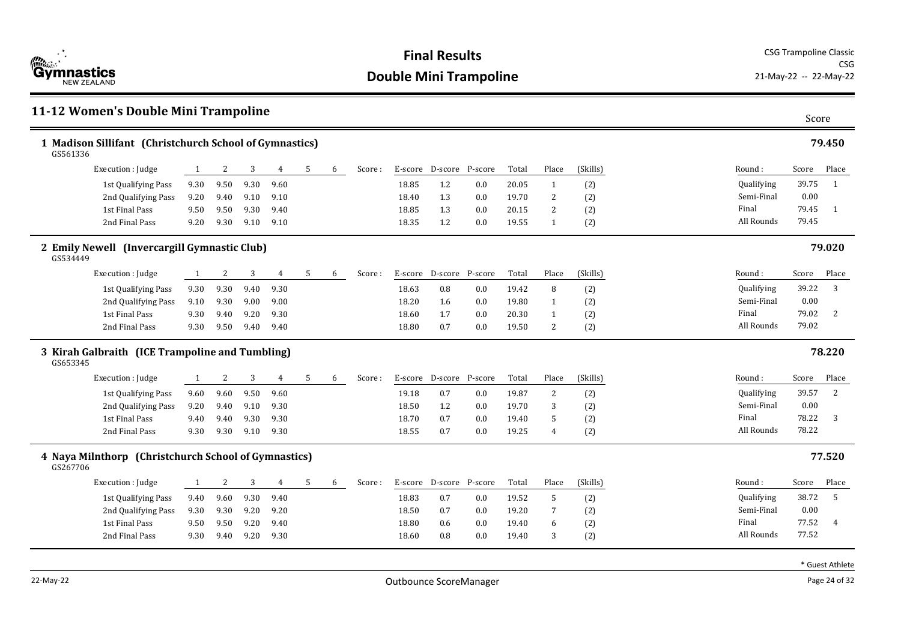# Final Results

## Double Mini Trampoline

CSG Trampoline Classic
CSG
21-May-22 -- 22-May-22

## 11-12 Women's Double Mini Trampoline

Score

### 1 Madison Sillifant (Christchurch School of Gymnastics) — 79.450

GS561336

| Execution : Judge | 1 | 2 | 3 | 4 | 5 | 6 | Score : | E-score | D-score | P-score | Total | Place | (Skills) |
|---|---|---|---|---|---|---|---|---|---|---|---|---|---|
| 1st Qualifying Pass | 9.30 | 9.50 | 9.30 | 9.60 | | | | 18.85 | 1.2 | 0.0 | 20.05 | 1 | (2) |
| 2nd Qualifying Pass | 9.20 | 9.40 | 9.10 | 9.10 | | | | 18.40 | 1.3 | 0.0 | 19.70 | 2 | (2) |
| 1st Final Pass | 9.50 | 9.50 | 9.30 | 9.40 | | | | 18.85 | 1.3 | 0.0 | 20.15 | 2 | (2) |
| 2nd Final Pass | 9.20 | 9.30 | 9.10 | 9.10 | | | | 18.35 | 1.2 | 0.0 | 19.55 | 1 | (2) |

| Round : | Score | Place |
|---|---|---|
| Qualifying | 39.75 | 1 |
| Semi-Final | 0.00 | |
| Final | 79.45 | 1 |
| All Rounds | 79.45 | |

### 2 Emily Newell (Invercargill Gymnastic Club) — 79.020

GS534449

| Execution : Judge | 1 | 2 | 3 | 4 | 5 | 6 | Score : | E-score | D-score | P-score | Total | Place | (Skills) |
|---|---|---|---|---|---|---|---|---|---|---|---|---|---|
| 1st Qualifying Pass | 9.30 | 9.30 | 9.40 | 9.30 | | | | 18.63 | 0.8 | 0.0 | 19.42 | 8 | (2) |
| 2nd Qualifying Pass | 9.10 | 9.30 | 9.00 | 9.00 | | | | 18.20 | 1.6 | 0.0 | 19.80 | 1 | (2) |
| 1st Final Pass | 9.30 | 9.40 | 9.20 | 9.30 | | | | 18.60 | 1.7 | 0.0 | 20.30 | 1 | (2) |
| 2nd Final Pass | 9.30 | 9.50 | 9.40 | 9.40 | | | | 18.80 | 0.7 | 0.0 | 19.50 | 2 | (2) |

| Round : | Score | Place |
|---|---|---|
| Qualifying | 39.22 | 3 |
| Semi-Final | 0.00 | |
| Final | 79.02 | 2 |
| All Rounds | 79.02 | |

### 3 Kirah Galbraith (ICE Trampoline and Tumbling) — 78.220

GS653345

| Execution : Judge | 1 | 2 | 3 | 4 | 5 | 6 | Score : | E-score | D-score | P-score | Total | Place | (Skills) |
|---|---|---|---|---|---|---|---|---|---|---|---|---|---|
| 1st Qualifying Pass | 9.60 | 9.60 | 9.50 | 9.60 | | | | 19.18 | 0.7 | 0.0 | 19.87 | 2 | (2) |
| 2nd Qualifying Pass | 9.20 | 9.40 | 9.10 | 9.30 | | | | 18.50 | 1.2 | 0.0 | 19.70 | 3 | (2) |
| 1st Final Pass | 9.40 | 9.40 | 9.30 | 9.30 | | | | 18.70 | 0.7 | 0.0 | 19.40 | 5 | (2) |
| 2nd Final Pass | 9.30 | 9.30 | 9.10 | 9.30 | | | | 18.55 | 0.7 | 0.0 | 19.25 | 4 | (2) |

| Round : | Score | Place |
|---|---|---|
| Qualifying | 39.57 | 2 |
| Semi-Final | 0.00 | |
| Final | 78.22 | 3 |
| All Rounds | 78.22 | |

### 4 Naya Milnthorp (Christchurch School of Gymnastics) — 77.520

GS267706

| Execution : Judge | 1 | 2 | 3 | 4 | 5 | 6 | Score : | E-score | D-score | P-score | Total | Place | (Skills) |
|---|---|---|---|---|---|---|---|---|---|---|---|---|---|
| 1st Qualifying Pass | 9.40 | 9.60 | 9.30 | 9.40 | | | | 18.83 | 0.7 | 0.0 | 19.52 | 5 | (2) |
| 2nd Qualifying Pass | 9.30 | 9.30 | 9.20 | 9.20 | | | | 18.50 | 0.7 | 0.0 | 19.20 | 7 | (2) |
| 1st Final Pass | 9.50 | 9.50 | 9.20 | 9.40 | | | | 18.80 | 0.6 | 0.0 | 19.40 | 6 | (2) |
| 2nd Final Pass | 9.30 | 9.40 | 9.20 | 9.30 | | | | 18.60 | 0.8 | 0.0 | 19.40 | 3 | (2) |

| Round : | Score | Place |
|---|---|---|
| Qualifying | 38.72 | 5 |
| Semi-Final | 0.00 | |
| Final | 77.52 | 4 |
| All Rounds | 77.52 | |

* Guest Athlete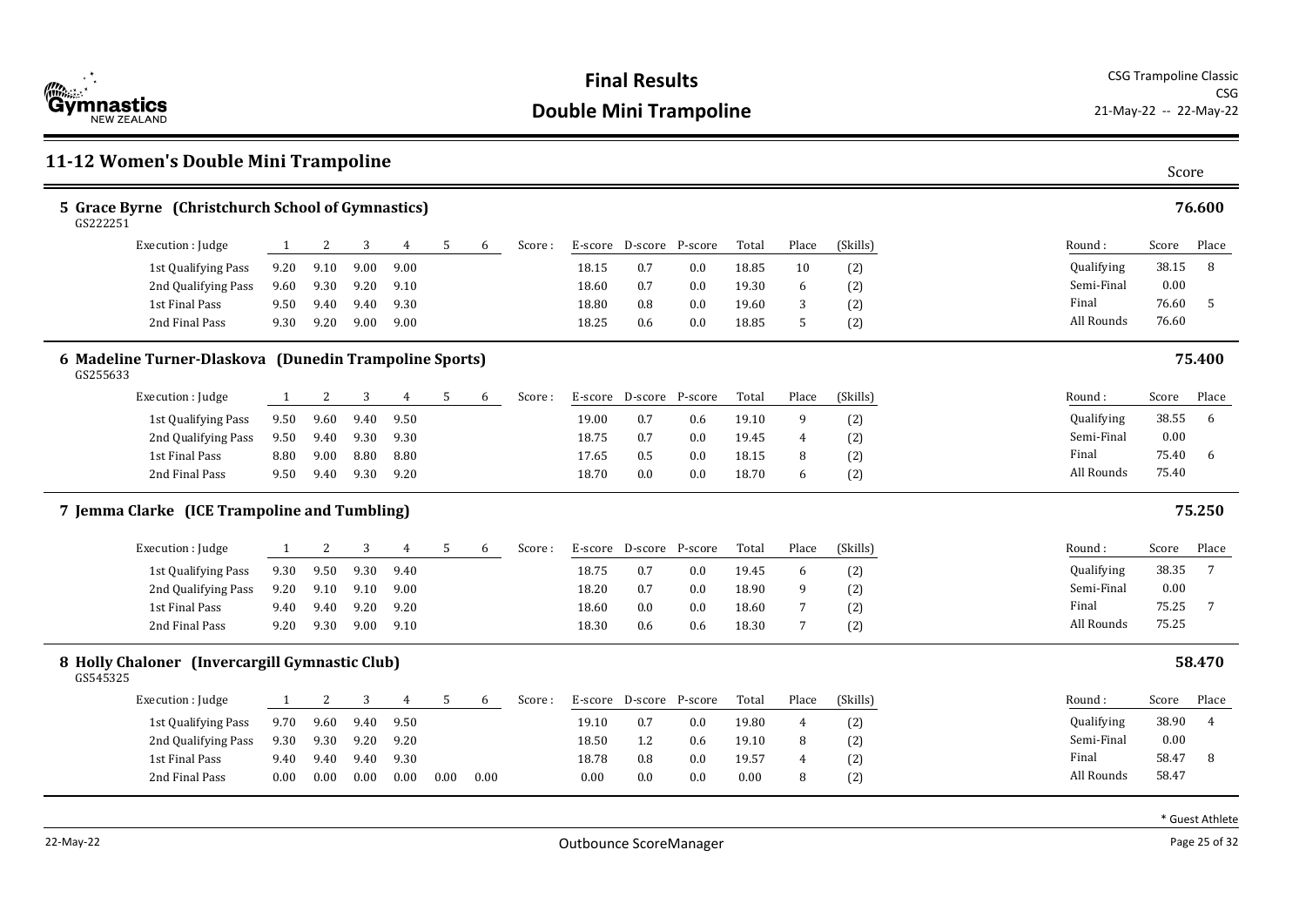# Final Results

## Double Mini Trampoline

CSG Trampoline Classic
CSG
21-May-22 -- 22-May-22

## 11-12 Women's Double Mini Trampoline

### 5 Grace Byrne (Christchurch School of Gymnastics) — 76.600

GS222251

| Execution : Judge | 1 | 2 | 3 | 4 | 5 | 6 | Score : | E-score | D-score | P-score | Total | Place | (Skills) |
|---|---|---|---|---|---|---|---|---|---|---|---|---|---|
| 1st Qualifying Pass | 9.20 | 9.10 | 9.00 | 9.00 | | | | 18.15 | 0.7 | 0.0 | 18.85 | 10 | (2) |
| 2nd Qualifying Pass | 9.60 | 9.30 | 9.20 | 9.10 | | | | 18.60 | 0.7 | 0.0 | 19.30 | 6 | (2) |
| 1st Final Pass | 9.50 | 9.40 | 9.40 | 9.30 | | | | 18.80 | 0.8 | 0.0 | 19.60 | 3 | (2) |
| 2nd Final Pass | 9.30 | 9.20 | 9.00 | 9.00 | | | | 18.25 | 0.6 | 0.0 | 18.85 | 5 | (2) |

| Round : | Score | Place |
|---|---|---|
| Qualifying | 38.15 | 8 |
| Semi-Final | 0.00 | |
| Final | 76.60 | 5 |
| All Rounds | 76.60 | |

### 6 Madeline Turner-Dlaskova (Dunedin Trampoline Sports) — 75.400

GS255633

| Execution : Judge | 1 | 2 | 3 | 4 | 5 | 6 | Score : | E-score | D-score | P-score | Total | Place | (Skills) |
|---|---|---|---|---|---|---|---|---|---|---|---|---|---|
| 1st Qualifying Pass | 9.50 | 9.60 | 9.40 | 9.50 | | | | 19.00 | 0.7 | 0.6 | 19.10 | 9 | (2) |
| 2nd Qualifying Pass | 9.50 | 9.40 | 9.30 | 9.30 | | | | 18.75 | 0.7 | 0.0 | 19.45 | 4 | (2) |
| 1st Final Pass | 8.80 | 9.00 | 8.80 | 8.80 | | | | 17.65 | 0.5 | 0.0 | 18.15 | 8 | (2) |
| 2nd Final Pass | 9.50 | 9.40 | 9.30 | 9.20 | | | | 18.70 | 0.0 | 0.0 | 18.70 | 6 | (2) |

| Round : | Score | Place |
|---|---|---|
| Qualifying | 38.55 | 6 |
| Semi-Final | 0.00 | |
| Final | 75.40 | 6 |
| All Rounds | 75.40 | |

### 7 Jemma Clarke (ICE Trampoline and Tumbling) — 75.250

| Execution : Judge | 1 | 2 | 3 | 4 | 5 | 6 | Score : | E-score | D-score | P-score | Total | Place | (Skills) |
|---|---|---|---|---|---|---|---|---|---|---|---|---|---|
| 1st Qualifying Pass | 9.30 | 9.50 | 9.30 | 9.40 | | | | 18.75 | 0.7 | 0.0 | 19.45 | 6 | (2) |
| 2nd Qualifying Pass | 9.20 | 9.10 | 9.10 | 9.00 | | | | 18.20 | 0.7 | 0.0 | 18.90 | 9 | (2) |
| 1st Final Pass | 9.40 | 9.40 | 9.20 | 9.20 | | | | 18.60 | 0.0 | 0.0 | 18.60 | 7 | (2) |
| 2nd Final Pass | 9.20 | 9.30 | 9.00 | 9.10 | | | | 18.30 | 0.6 | 0.6 | 18.30 | 7 | (2) |

| Round : | Score | Place |
|---|---|---|
| Qualifying | 38.35 | 7 |
| Semi-Final | 0.00 | |
| Final | 75.25 | 7 |
| All Rounds | 75.25 | |

### 8 Holly Chaloner (Invercargill Gymnastic Club) — 58.470

GS545325

| Execution : Judge | 1 | 2 | 3 | 4 | 5 | 6 | Score : | E-score | D-score | P-score | Total | Place | (Skills) |
|---|---|---|---|---|---|---|---|---|---|---|---|---|---|
| 1st Qualifying Pass | 9.70 | 9.60 | 9.40 | 9.50 | | | | 19.10 | 0.7 | 0.0 | 19.80 | 4 | (2) |
| 2nd Qualifying Pass | 9.30 | 9.30 | 9.20 | 9.20 | | | | 18.50 | 1.2 | 0.6 | 19.10 | 8 | (2) |
| 1st Final Pass | 9.40 | 9.40 | 9.40 | 9.30 | | | | 18.78 | 0.8 | 0.0 | 19.57 | 4 | (2) |
| 2nd Final Pass | 0.00 | 0.00 | 0.00 | 0.00 | 0.00 | 0.00 | | 0.00 | 0.0 | 0.0 | 0.00 | 8 | (2) |

| Round : | Score | Place |
|---|---|---|
| Qualifying | 38.90 | 4 |
| Semi-Final | 0.00 | |
| Final | 58.47 | 8 |
| All Rounds | 58.47 | |

\* Guest Athlete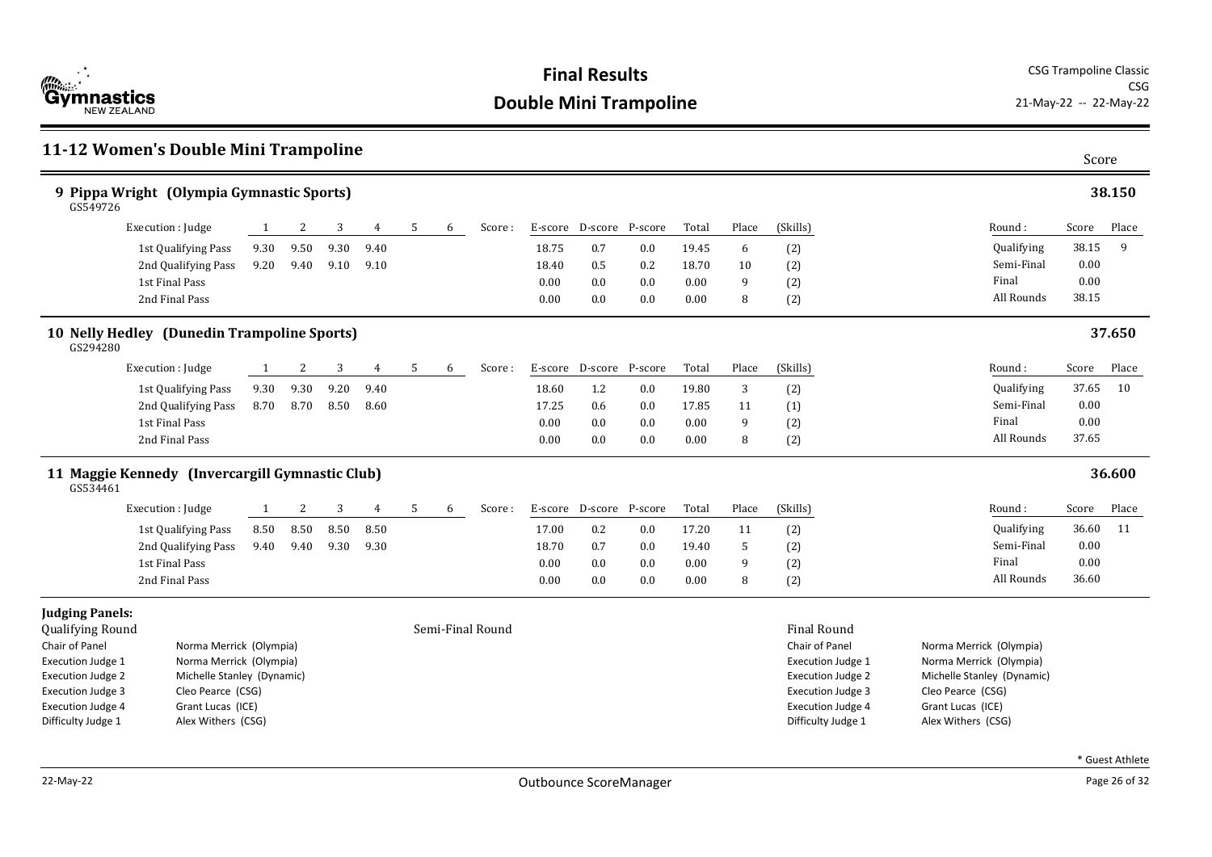# Final Results
## Double Mini Trampoline

CSG Trampoline Classic
CSG
21-May-22 -- 22-May-22

## 11-12 Women's Double Mini Trampoline

Score

### 9 Pippa Wright (Olympia Gymnastic Sports) — 38.150

GS549726

| Execution : Judge | 1 | 2 | 3 | 4 | 5 | 6 | Score : | E-score | D-score | P-score | Total | Place | (Skills) |
|---|---|---|---|---|---|---|---|---|---|---|---|---|---|
| 1st Qualifying Pass | 9.30 | 9.50 | 9.30 | 9.40 | | | | 18.75 | 0.7 | 0.0 | 19.45 | 6 | (2) |
| 2nd Qualifying Pass | 9.20 | 9.40 | 9.10 | 9.10 | | | | 18.40 | 0.5 | 0.2 | 18.70 | 10 | (2) |
| 1st Final Pass | | | | | | | | 0.00 | 0.0 | 0.0 | 0.00 | 9 | (2) |
| 2nd Final Pass | | | | | | | | 0.00 | 0.0 | 0.0 | 0.00 | 8 | (2) |

| Round : | Score | Place |
|---|---|---|
| Qualifying | 38.15 | 9 |
| Semi-Final | 0.00 | |
| Final | 0.00 | |
| All Rounds | 38.15 | |

### 10 Nelly Hedley (Dunedin Trampoline Sports) — 37.650

GS294280

| Execution : Judge | 1 | 2 | 3 | 4 | 5 | 6 | Score : | E-score | D-score | P-score | Total | Place | (Skills) |
|---|---|---|---|---|---|---|---|---|---|---|---|---|---|
| 1st Qualifying Pass | 9.30 | 9.30 | 9.20 | 9.40 | | | | 18.60 | 1.2 | 0.0 | 19.80 | 3 | (2) |
| 2nd Qualifying Pass | 8.70 | 8.70 | 8.50 | 8.60 | | | | 17.25 | 0.6 | 0.0 | 17.85 | 11 | (1) |
| 1st Final Pass | | | | | | | | 0.00 | 0.0 | 0.0 | 0.00 | 9 | (2) |
| 2nd Final Pass | | | | | | | | 0.00 | 0.0 | 0.0 | 0.00 | 8 | (2) |

| Round : | Score | Place |
|---|---|---|
| Qualifying | 37.65 | 10 |
| Semi-Final | 0.00 | |
| Final | 0.00 | |
| All Rounds | 37.65 | |

### 11 Maggie Kennedy (Invercargill Gymnastic Club) — 36.600

GS534461

| Execution : Judge | 1 | 2 | 3 | 4 | 5 | 6 | Score : | E-score | D-score | P-score | Total | Place | (Skills) |
|---|---|---|---|---|---|---|---|---|---|---|---|---|---|
| 1st Qualifying Pass | 8.50 | 8.50 | 8.50 | 8.50 | | | | 17.00 | 0.2 | 0.0 | 17.20 | 11 | (2) |
| 2nd Qualifying Pass | 9.40 | 9.40 | 9.30 | 9.30 | | | | 18.70 | 0.7 | 0.0 | 19.40 | 5 | (2) |
| 1st Final Pass | | | | | | | | 0.00 | 0.0 | 0.0 | 0.00 | 9 | (2) |
| 2nd Final Pass | | | | | | | | 0.00 | 0.0 | 0.0 | 0.00 | 8 | (2) |

| Round : | Score | Place |
|---|---|---|
| Qualifying | 36.60 | 11 |
| Semi-Final | 0.00 | |
| Final | 0.00 | |
| All Rounds | 36.60 | |

**Judging Panels:**

**Qualifying Round**

| Role | Judge |
|---|---|
| Chair of Panel | Norma Merrick (Olympia) |
| Execution Judge 1 | Norma Merrick (Olympia) |
| Execution Judge 2 | Michelle Stanley (Dynamic) |
| Execution Judge 3 | Cleo Pearce (CSG) |
| Execution Judge 4 | Grant Lucas (ICE) |
| Difficulty Judge 1 | Alex Withers (CSG) |

**Semi-Final Round**

**Final Round**

| Role | Judge |
|---|---|
| Chair of Panel | Norma Merrick (Olympia) |
| Execution Judge 1 | Norma Merrick (Olympia) |
| Execution Judge 2 | Michelle Stanley (Dynamic) |
| Execution Judge 3 | Cleo Pearce (CSG) |
| Execution Judge 4 | Grant Lucas (ICE) |
| Difficulty Judge 1 | Alex Withers (CSG) |

* Guest Athlete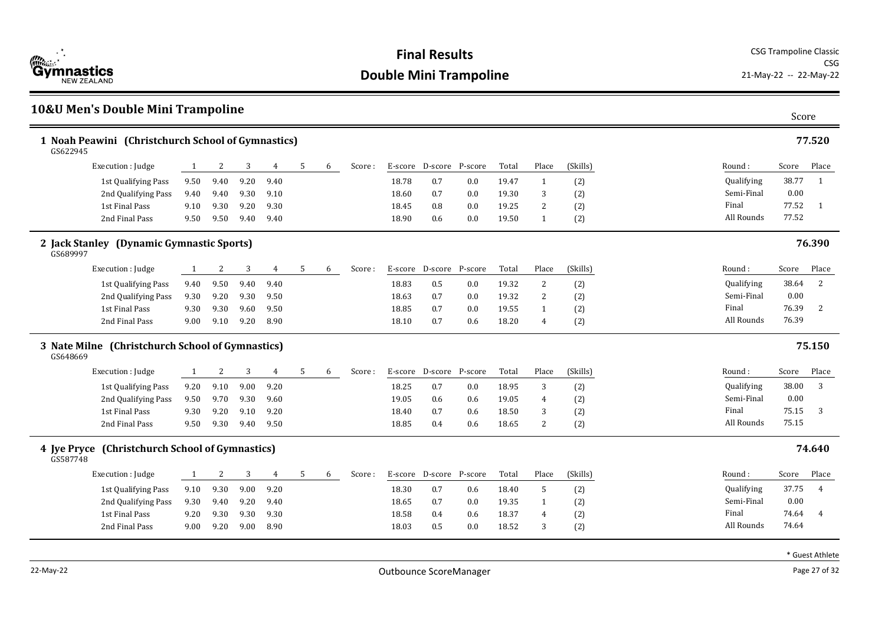# Final Results

## Double Mini Trampoline

CSG Trampoline Classic
CSG
21-May-22 -- 22-May-22

## 10&U Men's Double Mini Trampoline

Score

### 1 Noah Peawini (Christchurch School of Gymnastics) — 77.520

GS622945

| Execution : Judge | 1 | 2 | 3 | 4 | 5 | 6 | Score : | E-score | D-score | P-score | Total | Place | (Skills) |
|---|---|---|---|---|---|---|---|---|---|---|---|---|---|
| 1st Qualifying Pass | 9.50 | 9.40 | 9.20 | 9.40 | | | | 18.78 | 0.7 | 0.0 | 19.47 | 1 | (2) |
| 2nd Qualifying Pass | 9.40 | 9.40 | 9.30 | 9.10 | | | | 18.60 | 0.7 | 0.0 | 19.30 | 3 | (2) |
| 1st Final Pass | 9.10 | 9.30 | 9.20 | 9.30 | | | | 18.45 | 0.8 | 0.0 | 19.25 | 2 | (2) |
| 2nd Final Pass | 9.50 | 9.50 | 9.40 | 9.40 | | | | 18.90 | 0.6 | 0.0 | 19.50 | 1 | (2) |

| Round : | Score | Place |
|---|---|---|
| Qualifying | 38.77 | 1 |
| Semi-Final | 0.00 | |
| Final | 77.52 | 1 |
| All Rounds | 77.52 | |

### 2 Jack Stanley (Dynamic Gymnastic Sports) — 76.390

GS689997

| Execution : Judge | 1 | 2 | 3 | 4 | 5 | 6 | Score : | E-score | D-score | P-score | Total | Place | (Skills) |
|---|---|---|---|---|---|---|---|---|---|---|---|---|---|
| 1st Qualifying Pass | 9.40 | 9.50 | 9.40 | 9.40 | | | | 18.83 | 0.5 | 0.0 | 19.32 | 2 | (2) |
| 2nd Qualifying Pass | 9.30 | 9.20 | 9.30 | 9.50 | | | | 18.63 | 0.7 | 0.0 | 19.32 | 2 | (2) |
| 1st Final Pass | 9.30 | 9.30 | 9.60 | 9.50 | | | | 18.85 | 0.7 | 0.0 | 19.55 | 1 | (2) |
| 2nd Final Pass | 9.00 | 9.10 | 9.20 | 8.90 | | | | 18.10 | 0.7 | 0.6 | 18.20 | 4 | (2) |

| Round : | Score | Place |
|---|---|---|
| Qualifying | 38.64 | 2 |
| Semi-Final | 0.00 | |
| Final | 76.39 | 2 |
| All Rounds | 76.39 | |

### 3 Nate Milne (Christchurch School of Gymnastics) — 75.150

GS648669

| Execution : Judge | 1 | 2 | 3 | 4 | 5 | 6 | Score : | E-score | D-score | P-score | Total | Place | (Skills) |
|---|---|---|---|---|---|---|---|---|---|---|---|---|---|
| 1st Qualifying Pass | 9.20 | 9.10 | 9.00 | 9.20 | | | | 18.25 | 0.7 | 0.0 | 18.95 | 3 | (2) |
| 2nd Qualifying Pass | 9.50 | 9.70 | 9.30 | 9.60 | | | | 19.05 | 0.6 | 0.6 | 19.05 | 4 | (2) |
| 1st Final Pass | 9.30 | 9.20 | 9.10 | 9.20 | | | | 18.40 | 0.7 | 0.6 | 18.50 | 3 | (2) |
| 2nd Final Pass | 9.50 | 9.30 | 9.40 | 9.50 | | | | 18.85 | 0.4 | 0.6 | 18.65 | 2 | (2) |

| Round : | Score | Place |
|---|---|---|
| Qualifying | 38.00 | 3 |
| Semi-Final | 0.00 | |
| Final | 75.15 | 3 |
| All Rounds | 75.15 | |

### 4 Jye Pryce (Christchurch School of Gymnastics) — 74.640

GS587748

| Execution : Judge | 1 | 2 | 3 | 4 | 5 | 6 | Score : | E-score | D-score | P-score | Total | Place | (Skills) |
|---|---|---|---|---|---|---|---|---|---|---|---|---|---|
| 1st Qualifying Pass | 9.10 | 9.30 | 9.00 | 9.20 | | | | 18.30 | 0.7 | 0.6 | 18.40 | 5 | (2) |
| 2nd Qualifying Pass | 9.30 | 9.40 | 9.20 | 9.40 | | | | 18.65 | 0.7 | 0.0 | 19.35 | 1 | (2) |
| 1st Final Pass | 9.20 | 9.30 | 9.30 | 9.30 | | | | 18.58 | 0.4 | 0.6 | 18.37 | 4 | (2) |
| 2nd Final Pass | 9.00 | 9.20 | 9.00 | 8.90 | | | | 18.03 | 0.5 | 0.0 | 18.52 | 3 | (2) |

| Round : | Score | Place |
|---|---|---|
| Qualifying | 37.75 | 4 |
| Semi-Final | 0.00 | |
| Final | 74.64 | 4 |
| All Rounds | 74.64 | |

* Guest Athlete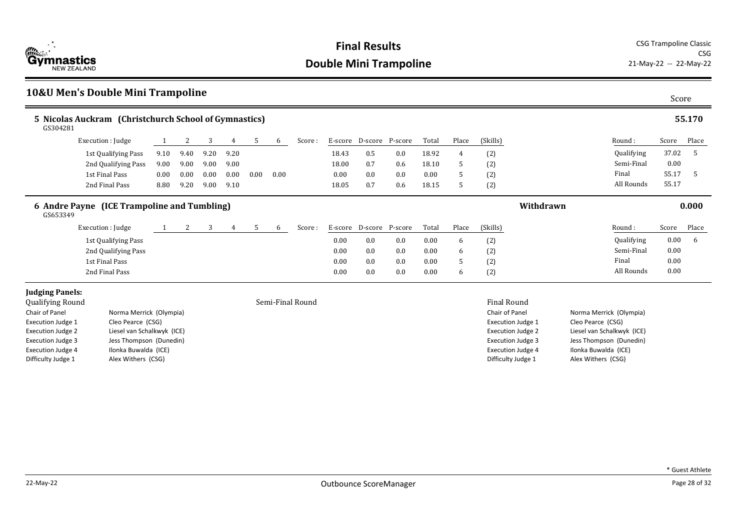# Final Results

## Double Mini Trampoline

CSG Trampoline Classic
CSG
21-May-22 -- 22-May-22

## 10&U Men's Double Mini Trampoline

Score

### 5 Nicolas Auckram (Christchurch School of Gymnastics) — 55.170

GS304281

| Execution : Judge | 1 | 2 | 3 | 4 | 5 | 6 | Score : | E-score | D-score | P-score | Total | Place | (Skills) |
|---|---|---|---|---|---|---|---|---|---|---|---|---|---|
| 1st Qualifying Pass | 9.10 | 9.40 | 9.20 | 9.20 | | | | 18.43 | 0.5 | 0.0 | 18.92 | 4 | (2) |
| 2nd Qualifying Pass | 9.00 | 9.00 | 9.00 | 9.00 | | | | 18.00 | 0.7 | 0.6 | 18.10 | 5 | (2) |
| 1st Final Pass | 0.00 | 0.00 | 0.00 | 0.00 | 0.00 | 0.00 | | 0.00 | 0.0 | 0.0 | 0.00 | 5 | (2) |
| 2nd Final Pass | 8.80 | 9.20 | 9.00 | 9.10 | | | | 18.05 | 0.7 | 0.6 | 18.15 | 5 | (2) |

| Round : | Score | Place |
|---|---|---|
| Qualifying | 37.02 | 5 |
| Semi-Final | 0.00 | |
| Final | 55.17 | 5 |
| All Rounds | 55.17 | |

### 6 Andre Payne (ICE Trampoline and Tumbling) — Withdrawn — 0.000

GS653349

| Execution : Judge | 1 | 2 | 3 | 4 | 5 | 6 | Score : | E-score | D-score | P-score | Total | Place | (Skills) |
|---|---|---|---|---|---|---|---|---|---|---|---|---|---|
| 1st Qualifying Pass | | | | | | | | 0.00 | 0.0 | 0.0 | 0.00 | 6 | (2) |
| 2nd Qualifying Pass | | | | | | | | 0.00 | 0.0 | 0.0 | 0.00 | 6 | (2) |
| 1st Final Pass | | | | | | | | 0.00 | 0.0 | 0.0 | 0.00 | 5 | (2) |
| 2nd Final Pass | | | | | | | | 0.00 | 0.0 | 0.0 | 0.00 | 6 | (2) |

| Round : | Score | Place |
|---|---|---|
| Qualifying | 0.00 | 6 |
| Semi-Final | 0.00 | |
| Final | 0.00 | |
| All Rounds | 0.00 | |

**Judging Panels:**

**Qualifying Round**

| | |
|---|---|
| Chair of Panel | Norma Merrick (Olympia) |
| Execution Judge 1 | Cleo Pearce (CSG) |
| Execution Judge 2 | Liesel van Schalkwyk (ICE) |
| Execution Judge 3 | Jess Thompson (Dunedin) |
| Execution Judge 4 | Ilonka Buwalda (ICE) |
| Difficulty Judge 1 | Alex Withers (CSG) |

**Semi-Final Round**

**Final Round**

| | |
|---|---|
| Chair of Panel | Norma Merrick (Olympia) |
| Execution Judge 1 | Cleo Pearce (CSG) |
| Execution Judge 2 | Liesel van Schalkwyk (ICE) |
| Execution Judge 3 | Jess Thompson (Dunedin) |
| Execution Judge 4 | Ilonka Buwalda (ICE) |
| Difficulty Judge 1 | Alex Withers (CSG) |

* Guest Athlete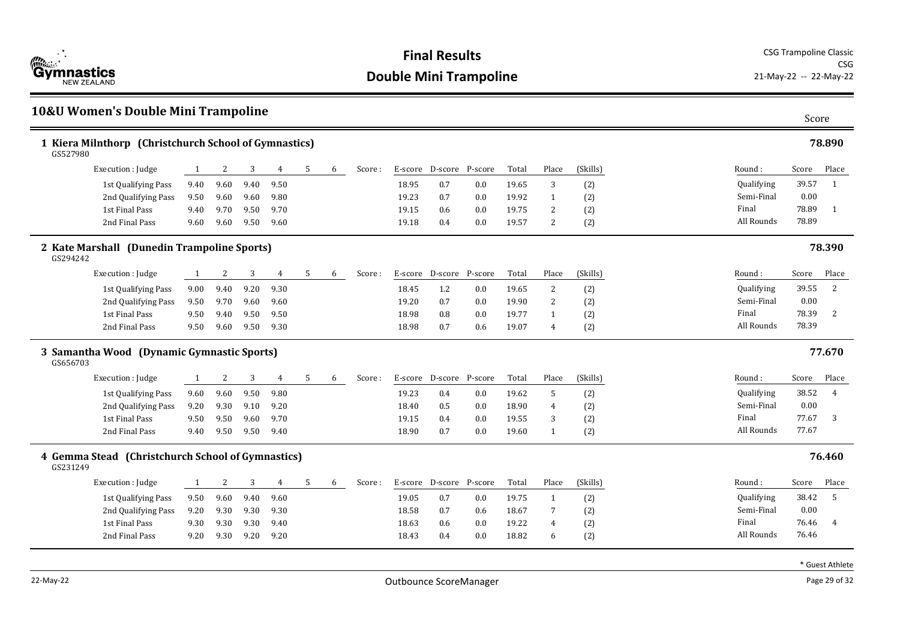# Final Results

## Double Mini Trampoline

CSG Trampoline Classic
CSG
21-May-22 -- 22-May-22

## 10&U Women's Double Mini Trampoline

Score

### 1 Kiera Milnthorp (Christchurch School of Gymnastics) — **78.890**

GS527980

| Execution : Judge | 1 | 2 | 3 | 4 | 5 | 6 | Score : | E-score | D-score | P-score | Total | Place | (Skills) |
|---|---|---|---|---|---|---|---|---|---|---|---|---|---|
| 1st Qualifying Pass | 9.40 | 9.60 | 9.40 | 9.50 | | | | 18.95 | 0.7 | 0.0 | 19.65 | 3 | (2) |
| 2nd Qualifying Pass | 9.50 | 9.60 | 9.60 | 9.80 | | | | 19.23 | 0.7 | 0.0 | 19.92 | 1 | (2) |
| 1st Final Pass | 9.40 | 9.70 | 9.50 | 9.70 | | | | 19.15 | 0.6 | 0.0 | 19.75 | 2 | (2) |
| 2nd Final Pass | 9.60 | 9.60 | 9.50 | 9.60 | | | | 19.18 | 0.4 | 0.0 | 19.57 | 2 | (2) |

| Round : | Score | Place |
|---|---|---|
| Qualifying | 39.57 | 1 |
| Semi-Final | 0.00 | |
| Final | 78.89 | 1 |
| All Rounds | 78.89 | |

### 2 Kate Marshall (Dunedin Trampoline Sports) — **78.390**

GS294242

| Execution : Judge | 1 | 2 | 3 | 4 | 5 | 6 | Score : | E-score | D-score | P-score | Total | Place | (Skills) |
|---|---|---|---|---|---|---|---|---|---|---|---|---|---|
| 1st Qualifying Pass | 9.00 | 9.40 | 9.20 | 9.30 | | | | 18.45 | 1.2 | 0.0 | 19.65 | 2 | (2) |
| 2nd Qualifying Pass | 9.50 | 9.70 | 9.60 | 9.60 | | | | 19.20 | 0.7 | 0.0 | 19.90 | 2 | (2) |
| 1st Final Pass | 9.50 | 9.40 | 9.50 | 9.50 | | | | 18.98 | 0.8 | 0.0 | 19.77 | 1 | (2) |
| 2nd Final Pass | 9.50 | 9.60 | 9.50 | 9.30 | | | | 18.98 | 0.7 | 0.6 | 19.07 | 4 | (2) |

| Round : | Score | Place |
|---|---|---|
| Qualifying | 39.55 | 2 |
| Semi-Final | 0.00 | |
| Final | 78.39 | 2 |
| All Rounds | 78.39 | |

### 3 Samantha Wood (Dynamic Gymnastic Sports) — **77.670**

GS656703

| Execution : Judge | 1 | 2 | 3 | 4 | 5 | 6 | Score : | E-score | D-score | P-score | Total | Place | (Skills) |
|---|---|---|---|---|---|---|---|---|---|---|---|---|---|
| 1st Qualifying Pass | 9.60 | 9.60 | 9.50 | 9.80 | | | | 19.23 | 0.4 | 0.0 | 19.62 | 5 | (2) |
| 2nd Qualifying Pass | 9.20 | 9.30 | 9.10 | 9.20 | | | | 18.40 | 0.5 | 0.0 | 18.90 | 4 | (2) |
| 1st Final Pass | 9.50 | 9.50 | 9.60 | 9.70 | | | | 19.15 | 0.4 | 0.0 | 19.55 | 3 | (2) |
| 2nd Final Pass | 9.40 | 9.50 | 9.50 | 9.40 | | | | 18.90 | 0.7 | 0.0 | 19.60 | 1 | (2) |

| Round : | Score | Place |
|---|---|---|
| Qualifying | 38.52 | 4 |
| Semi-Final | 0.00 | |
| Final | 77.67 | 3 |
| All Rounds | 77.67 | |

### 4 Gemma Stead (Christchurch School of Gymnastics) — **76.460**

GS231249

| Execution : Judge | 1 | 2 | 3 | 4 | 5 | 6 | Score : | E-score | D-score | P-score | Total | Place | (Skills) |
|---|---|---|---|---|---|---|---|---|---|---|---|---|---|
| 1st Qualifying Pass | 9.50 | 9.60 | 9.40 | 9.60 | | | | 19.05 | 0.7 | 0.0 | 19.75 | 1 | (2) |
| 2nd Qualifying Pass | 9.20 | 9.30 | 9.30 | 9.30 | | | | 18.58 | 0.7 | 0.6 | 18.67 | 7 | (2) |
| 1st Final Pass | 9.30 | 9.30 | 9.30 | 9.40 | | | | 18.63 | 0.6 | 0.0 | 19.22 | 4 | (2) |
| 2nd Final Pass | 9.20 | 9.30 | 9.20 | 9.20 | | | | 18.43 | 0.4 | 0.0 | 18.82 | 6 | (2) |

| Round : | Score | Place |
|---|---|---|
| Qualifying | 38.42 | 5 |
| Semi-Final | 0.00 | |
| Final | 76.46 | 4 |
| All Rounds | 76.46 | |

* Guest Athlete

22-May-22 Outbounce ScoreManager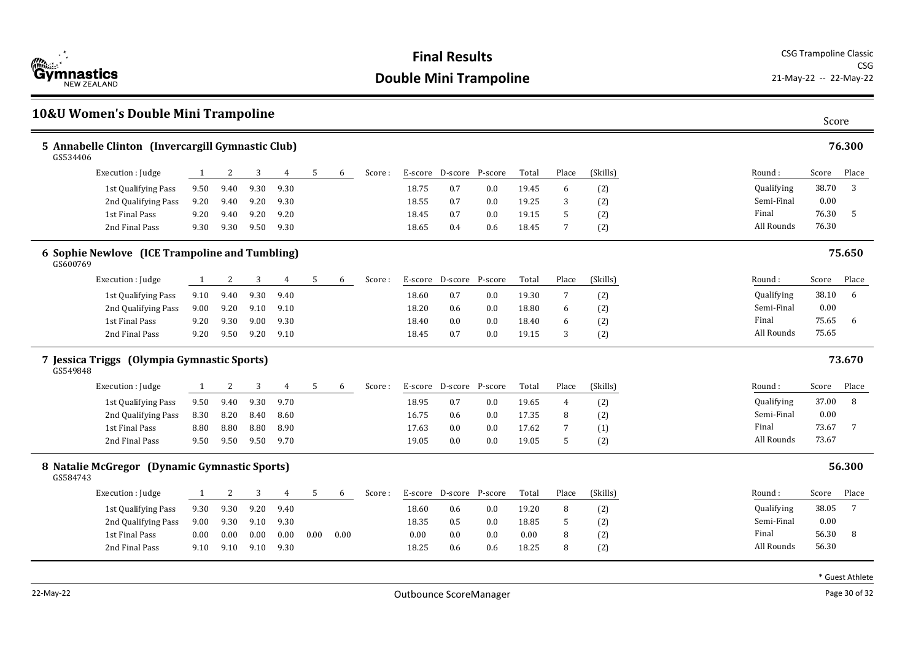# Final Results

## Double Mini Trampoline

CSG Trampoline Classic
CSG
21-May-22 -- 22-May-22

## 10&U Women's Double Mini Trampoline

### 5 Annabelle Clinton (Invercargill Gymnastic Club) — 76.300

GS534406

| Execution : Judge | 1 | 2 | 3 | 4 | 5 | 6 | Score : | E-score | D-score | P-score | Total | Place | (Skills) |
|---|---|---|---|---|---|---|---|---|---|---|---|---|---|
| 1st Qualifying Pass | 9.50 | 9.40 | 9.30 | 9.30 | | | | 18.75 | 0.7 | 0.0 | 19.45 | 6 | (2) |
| 2nd Qualifying Pass | 9.20 | 9.40 | 9.20 | 9.30 | | | | 18.55 | 0.7 | 0.0 | 19.25 | 3 | (2) |
| 1st Final Pass | 9.20 | 9.40 | 9.20 | 9.20 | | | | 18.45 | 0.7 | 0.0 | 19.15 | 5 | (2) |
| 2nd Final Pass | 9.30 | 9.30 | 9.50 | 9.30 | | | | 18.65 | 0.4 | 0.6 | 18.45 | 7 | (2) |

| Round : | Score | Place |
|---|---|---|
| Qualifying | 38.70 | 3 |
| Semi-Final | 0.00 | |
| Final | 76.30 | 5 |
| All Rounds | 76.30 | |

### 6 Sophie Newlove (ICE Trampoline and Tumbling) — 75.650

GS600769

| Execution : Judge | 1 | 2 | 3 | 4 | 5 | 6 | Score : | E-score | D-score | P-score | Total | Place | (Skills) |
|---|---|---|---|---|---|---|---|---|---|---|---|---|---|
| 1st Qualifying Pass | 9.10 | 9.40 | 9.30 | 9.40 | | | | 18.60 | 0.7 | 0.0 | 19.30 | 7 | (2) |
| 2nd Qualifying Pass | 9.00 | 9.20 | 9.10 | 9.10 | | | | 18.20 | 0.6 | 0.0 | 18.80 | 6 | (2) |
| 1st Final Pass | 9.20 | 9.30 | 9.00 | 9.30 | | | | 18.40 | 0.0 | 0.0 | 18.40 | 6 | (2) |
| 2nd Final Pass | 9.20 | 9.50 | 9.20 | 9.10 | | | | 18.45 | 0.7 | 0.0 | 19.15 | 3 | (2) |

| Round : | Score | Place |
|---|---|---|
| Qualifying | 38.10 | 6 |
| Semi-Final | 0.00 | |
| Final | 75.65 | 6 |
| All Rounds | 75.65 | |

### 7 Jessica Triggs (Olympia Gymnastic Sports) — 73.670

GS549848

| Execution : Judge | 1 | 2 | 3 | 4 | 5 | 6 | Score : | E-score | D-score | P-score | Total | Place | (Skills) |
|---|---|---|---|---|---|---|---|---|---|---|---|---|---|
| 1st Qualifying Pass | 9.50 | 9.40 | 9.30 | 9.70 | | | | 18.95 | 0.7 | 0.0 | 19.65 | 4 | (2) |
| 2nd Qualifying Pass | 8.30 | 8.20 | 8.40 | 8.60 | | | | 16.75 | 0.6 | 0.0 | 17.35 | 8 | (2) |
| 1st Final Pass | 8.80 | 8.80 | 8.80 | 8.90 | | | | 17.63 | 0.0 | 0.0 | 17.62 | 7 | (1) |
| 2nd Final Pass | 9.50 | 9.50 | 9.50 | 9.70 | | | | 19.05 | 0.0 | 0.0 | 19.05 | 5 | (2) |

| Round : | Score | Place |
|---|---|---|
| Qualifying | 37.00 | 8 |
| Semi-Final | 0.00 | |
| Final | 73.67 | 7 |
| All Rounds | 73.67 | |

### 8 Natalie McGregor (Dynamic Gymnastic Sports) — 56.300

GS584743

| Execution : Judge | 1 | 2 | 3 | 4 | 5 | 6 | Score : | E-score | D-score | P-score | Total | Place | (Skills) |
|---|---|---|---|---|---|---|---|---|---|---|---|---|---|
| 1st Qualifying Pass | 9.30 | 9.30 | 9.20 | 9.40 | | | | 18.60 | 0.6 | 0.0 | 19.20 | 8 | (2) |
| 2nd Qualifying Pass | 9.00 | 9.30 | 9.10 | 9.30 | | | | 18.35 | 0.5 | 0.0 | 18.85 | 5 | (2) |
| 1st Final Pass | 0.00 | 0.00 | 0.00 | 0.00 | 0.00 | 0.00 | | 0.00 | 0.0 | 0.0 | 0.00 | 8 | (2) |
| 2nd Final Pass | 9.10 | 9.10 | 9.10 | 9.30 | | | | 18.25 | 0.6 | 0.6 | 18.25 | 8 | (2) |

| Round : | Score | Place |
|---|---|---|
| Qualifying | 38.05 | 7 |
| Semi-Final | 0.00 | |
| Final | 56.30 | 8 |
| All Rounds | 56.30 | |

* Guest Athlete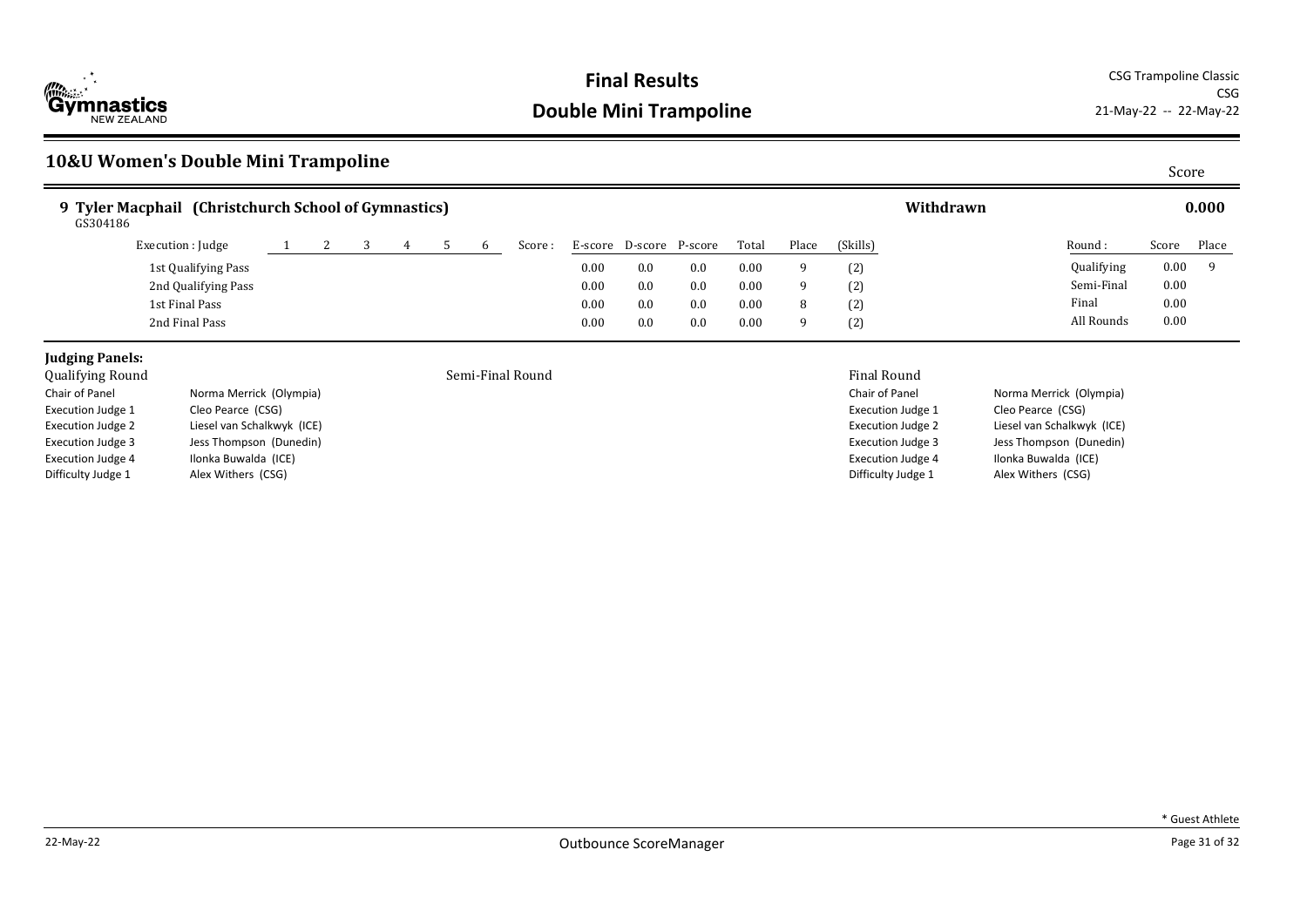# Final Results
## Double Mini Trampoline

CSG Trampoline Classic
CSG
21-May-22 -- 22-May-22

## 10&U Women's Double Mini Trampoline

Score

**9 Tyler Macphail (Christchurch School of Gymnastics)** — **Withdrawn** — **0.000**
GS304186

| Execution : Judge | 1 | 2 | 3 | 4 | 5 | 6 | Score : | E-score | D-score | P-score | Total | Place | (Skills) | Round : | Score | Place |
|---|---|---|---|---|---|---|---|---|---|---|---|---|---|---|---|---|
| 1st Qualifying Pass | | | | | | | | 0.00 | 0.0 | 0.0 | 0.00 | 9 | (2) | Qualifying | 0.00 | 9 |
| 2nd Qualifying Pass | | | | | | | | 0.00 | 0.0 | 0.0 | 0.00 | 9 | (2) | Semi-Final | 0.00 | |
| 1st Final Pass | | | | | | | | 0.00 | 0.0 | 0.0 | 0.00 | 8 | (2) | Final | 0.00 | |
| 2nd Final Pass | | | | | | | | 0.00 | 0.0 | 0.0 | 0.00 | 9 | (2) | All Rounds | 0.00 | |

### Judging Panels:

**Qualifying Round**

| | |
|---|---|
| Chair of Panel | Norma Merrick (Olympia) |
| Execution Judge 1 | Cleo Pearce (CSG) |
| Execution Judge 2 | Liesel van Schalkwyk (ICE) |
| Execution Judge 3 | Jess Thompson (Dunedin) |
| Execution Judge 4 | Ilonka Buwalda (ICE) |
| Difficulty Judge 1 | Alex Withers (CSG) |

**Semi-Final Round**

**Final Round**

| | |
|---|---|
| Chair of Panel | Norma Merrick (Olympia) |
| Execution Judge 1 | Cleo Pearce (CSG) |
| Execution Judge 2 | Liesel van Schalkwyk (ICE) |
| Execution Judge 3 | Jess Thompson (Dunedin) |
| Execution Judge 4 | Ilonka Buwalda (ICE) |
| Difficulty Judge 1 | Alex Withers (CSG) |

* Guest Athlete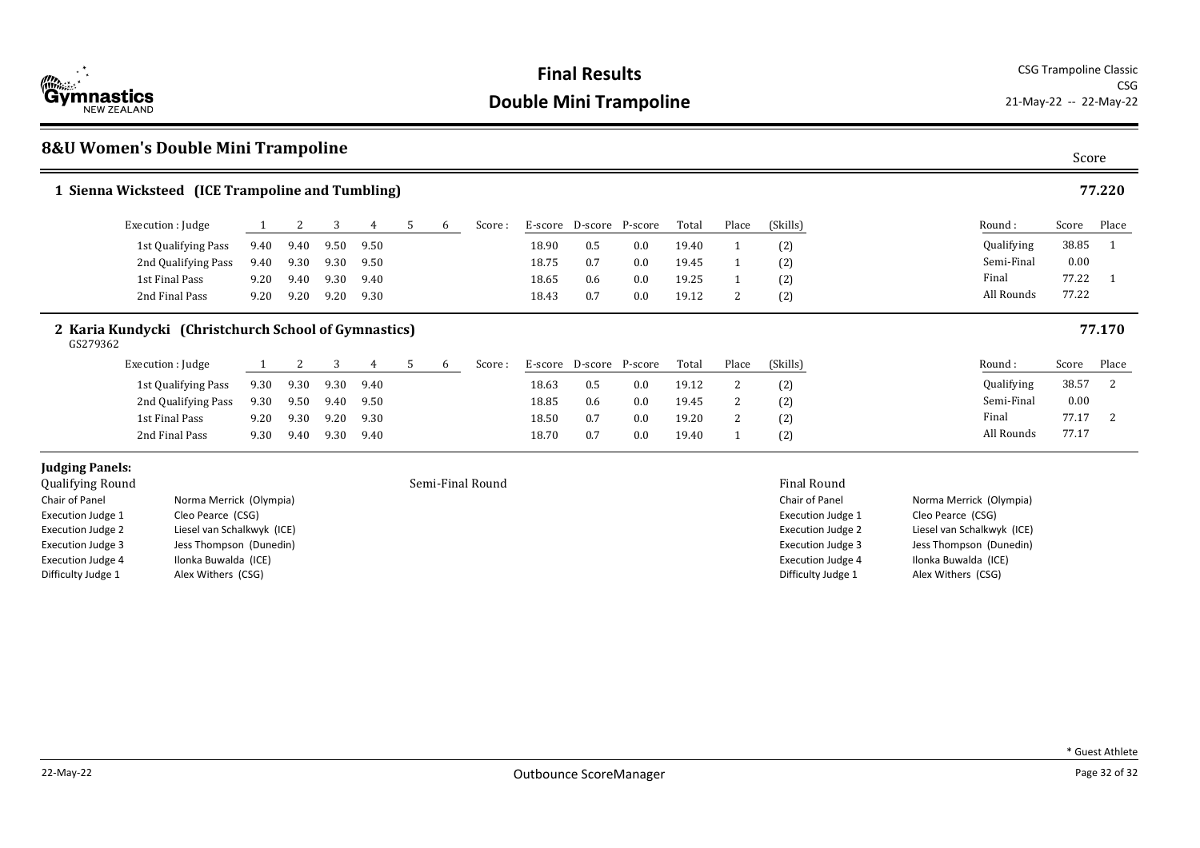# Final Results
## Double Mini Trampoline

CSG Trampoline Classic
CSG
21-May-22 -- 22-May-22

## 8&U Women's Double Mini Trampoline

Score

### 1 Sienna Wicksteed (ICE Trampoline and Tumbling) — 77.220

| Execution : Judge | 1 | 2 | 3 | 4 | 5 | 6 | Score : | E-score | D-score | P-score | Total | Place | (Skills) |
|---|---|---|---|---|---|---|---|---|---|---|---|---|---|
| 1st Qualifying Pass | 9.40 | 9.40 | 9.50 | 9.50 | | | | 18.90 | 0.5 | 0.0 | 19.40 | 1 | (2) |
| 2nd Qualifying Pass | 9.40 | 9.30 | 9.30 | 9.50 | | | | 18.75 | 0.7 | 0.0 | 19.45 | 1 | (2) |
| 1st Final Pass | 9.20 | 9.40 | 9.30 | 9.40 | | | | 18.65 | 0.6 | 0.0 | 19.25 | 1 | (2) |
| 2nd Final Pass | 9.20 | 9.20 | 9.20 | 9.30 | | | | 18.43 | 0.7 | 0.0 | 19.12 | 2 | (2) |

| Round : | Score | Place |
|---|---|---|
| Qualifying | 38.85 | 1 |
| Semi-Final | 0.00 | |
| Final | 77.22 | 1 |
| All Rounds | 77.22 | |

### 2 Karia Kundycki (Christchurch School of Gymnastics) — 77.170

GS279362

| Execution : Judge | 1 | 2 | 3 | 4 | 5 | 6 | Score : | E-score | D-score | P-score | Total | Place | (Skills) |
|---|---|---|---|---|---|---|---|---|---|---|---|---|---|
| 1st Qualifying Pass | 9.30 | 9.30 | 9.30 | 9.40 | | | | 18.63 | 0.5 | 0.0 | 19.12 | 2 | (2) |
| 2nd Qualifying Pass | 9.30 | 9.50 | 9.40 | 9.50 | | | | 18.85 | 0.6 | 0.0 | 19.45 | 2 | (2) |
| 1st Final Pass | 9.20 | 9.30 | 9.20 | 9.30 | | | | 18.50 | 0.7 | 0.0 | 19.20 | 2 | (2) |
| 2nd Final Pass | 9.30 | 9.40 | 9.30 | 9.40 | | | | 18.70 | 0.7 | 0.0 | 19.40 | 1 | (2) |

| Round : | Score | Place |
|---|---|---|
| Qualifying | 38.57 | 2 |
| Semi-Final | 0.00 | |
| Final | 77.17 | 2 |
| All Rounds | 77.17 | |

### Judging Panels:

**Qualifying Round**

| | |
|---|---|
| Chair of Panel | Norma Merrick (Olympia) |
| Execution Judge 1 | Cleo Pearce (CSG) |
| Execution Judge 2 | Liesel van Schalkwyk (ICE) |
| Execution Judge 3 | Jess Thompson (Dunedin) |
| Execution Judge 4 | Ilonka Buwalda (ICE) |
| Difficulty Judge 1 | Alex Withers (CSG) |

**Semi-Final Round**

**Final Round**

| | |
|---|---|
| Chair of Panel | Norma Merrick (Olympia) |
| Execution Judge 1 | Cleo Pearce (CSG) |
| Execution Judge 2 | Liesel van Schalkwyk (ICE) |
| Execution Judge 3 | Jess Thompson (Dunedin) |
| Execution Judge 4 | Ilonka Buwalda (ICE) |
| Difficulty Judge 1 | Alex Withers (CSG) |

* Guest Athlete